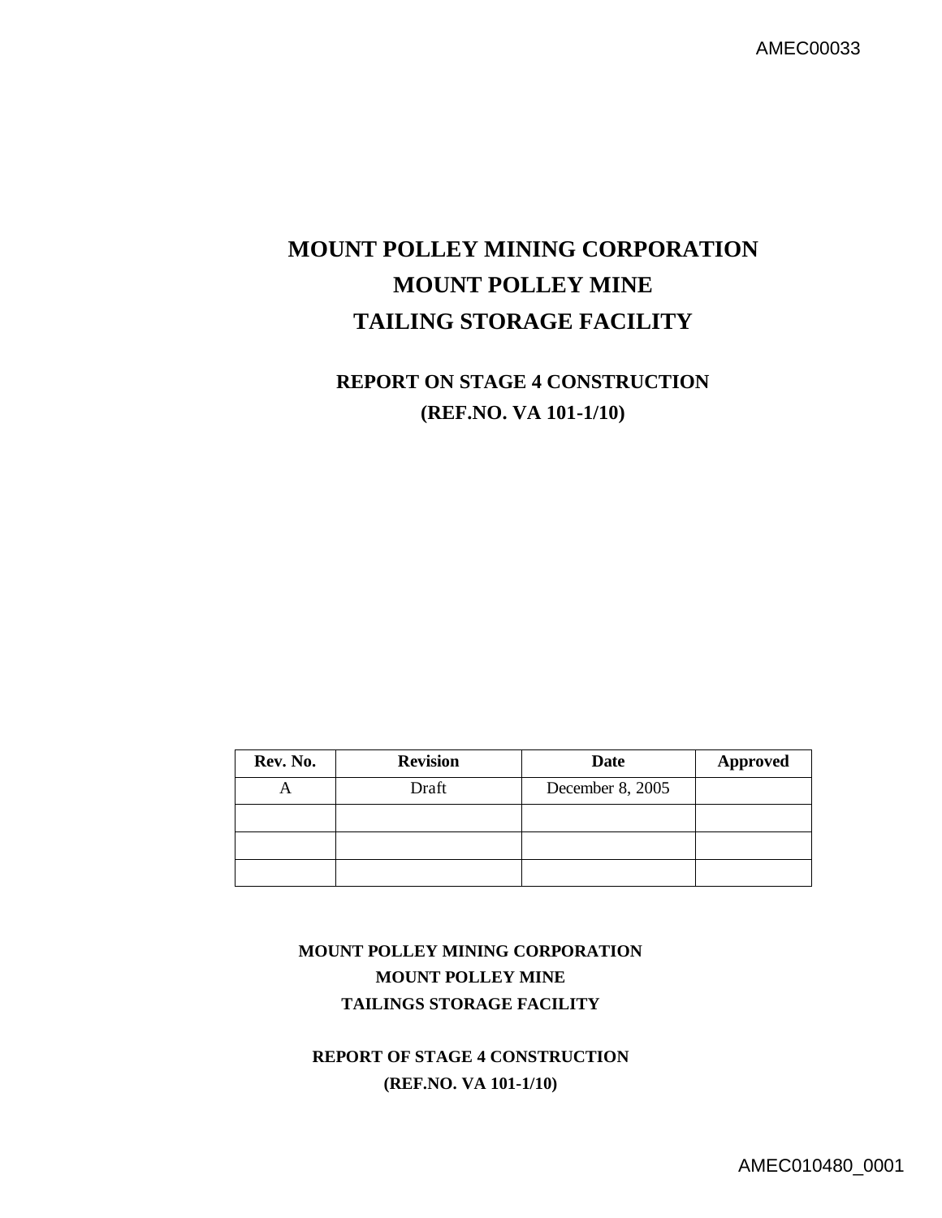# MOUNT POLLEY MINING CORPORATION
# MOUNT POLLEY MINE
# TAILING STORAGE FACILITY

## REPORT ON STAGE 4 CONSTRUCTION
## (REF.NO. VA 101-1/10)

| Rev. No. | Revision | Date | Approved |
|---|---|---|---|
| A | Draft | December 8, 2005 | |
| | | | |
| | | | |
| | | | |

**MOUNT POLLEY MINING CORPORATION**
**MOUNT POLLEY MINE**
**TAILINGS STORAGE FACILITY**

**REPORT OF STAGE 4 CONSTRUCTION**
**(REF.NO. VA 101-1/10)**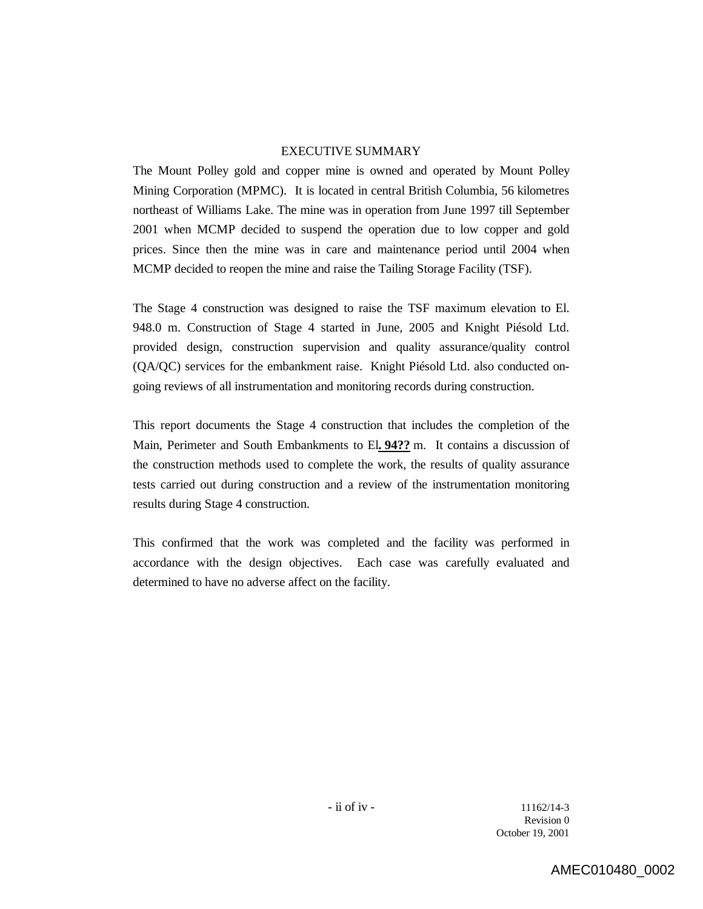# EXECUTIVE SUMMARY

The Mount Polley gold and copper mine is owned and operated by Mount Polley Mining Corporation (MPMC). It is located in central British Columbia, 56 kilometres northeast of Williams Lake. The mine was in operation from June 1997 till September 2001 when MCMP decided to suspend the operation due to low copper and gold prices. Since then the mine was in care and maintenance period until 2004 when MCMP decided to reopen the mine and raise the Tailing Storage Facility (TSF).

The Stage 4 construction was designed to raise the TSF maximum elevation to El. 948.0 m. Construction of Stage 4 started in June, 2005 and Knight Piésold Ltd. provided design, construction supervision and quality assurance/quality control (QA/QC) services for the embankment raise. Knight Piésold Ltd. also conducted on-going reviews of all instrumentation and monitoring records during construction.

This report documents the Stage 4 construction that includes the completion of the Main, Perimeter and South Embankments to El**. 94??** m. It contains a discussion of the construction methods used to complete the work, the results of quality assurance tests carried out during construction and a review of the instrumentation monitoring results during Stage 4 construction.

This confirmed that the work was completed and the facility was performed in accordance with the design objectives. Each case was carefully evaluated and determined to have no adverse affect on the facility.

11162/14-3
Revision 0
October 19, 2001

AMEC010480_0002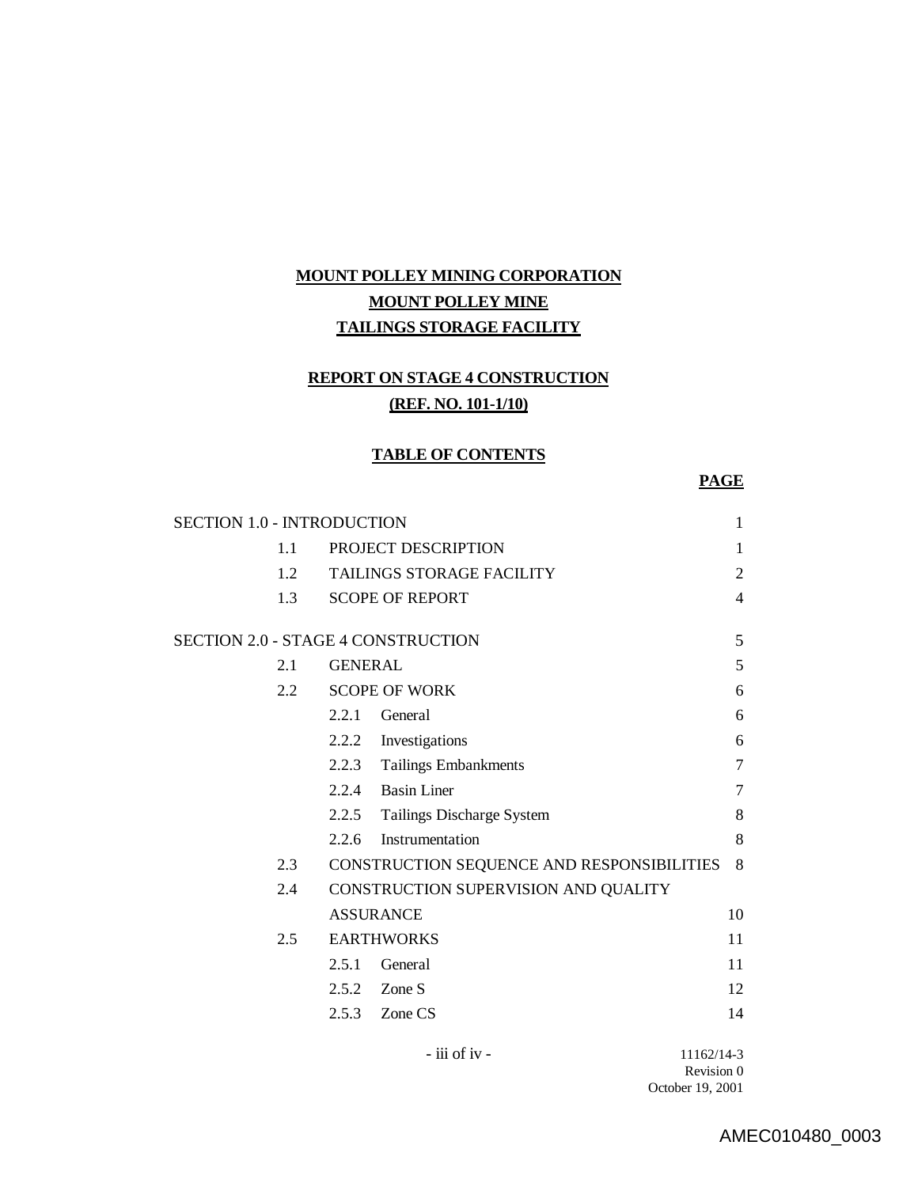**MOUNT POLLEY MINING CORPORATION**

**MOUNT POLLEY MINE**

**TAILINGS STORAGE FACILITY**

**REPORT ON STAGE 4 CONSTRUCTION**

**(REF. NO. 101-1/10)**

**TABLE OF CONTENTS**

| | | PAGE |
|---|---|---|
| SECTION 1.0 - INTRODUCTION | | 1 |
| 1.1 | PROJECT DESCRIPTION | 1 |
| 1.2 | TAILINGS STORAGE FACILITY | 2 |
| 1.3 | SCOPE OF REPORT | 4 |
| SECTION 2.0 - STAGE 4 CONSTRUCTION | | 5 |
| 2.1 | GENERAL | 5 |
| 2.2 | SCOPE OF WORK | 6 |
| | 2.2.1 General | 6 |
| | 2.2.2 Investigations | 6 |
| | 2.2.3 Tailings Embankments | 7 |
| | 2.2.4 Basin Liner | 7 |
| | 2.2.5 Tailings Discharge System | 8 |
| | 2.2.6 Instrumentation | 8 |
| 2.3 | CONSTRUCTION SEQUENCE AND RESPONSIBILITIES | 8 |
| 2.4 | CONSTRUCTION SUPERVISION AND QUALITY ASSURANCE | 10 |
| 2.5 | EARTHWORKS | 11 |
| | 2.5.1 General | 11 |
| | 2.5.2 Zone S | 12 |
| | 2.5.3 Zone CS | 14 |

11162/14-3
Revision 0
October 19, 2001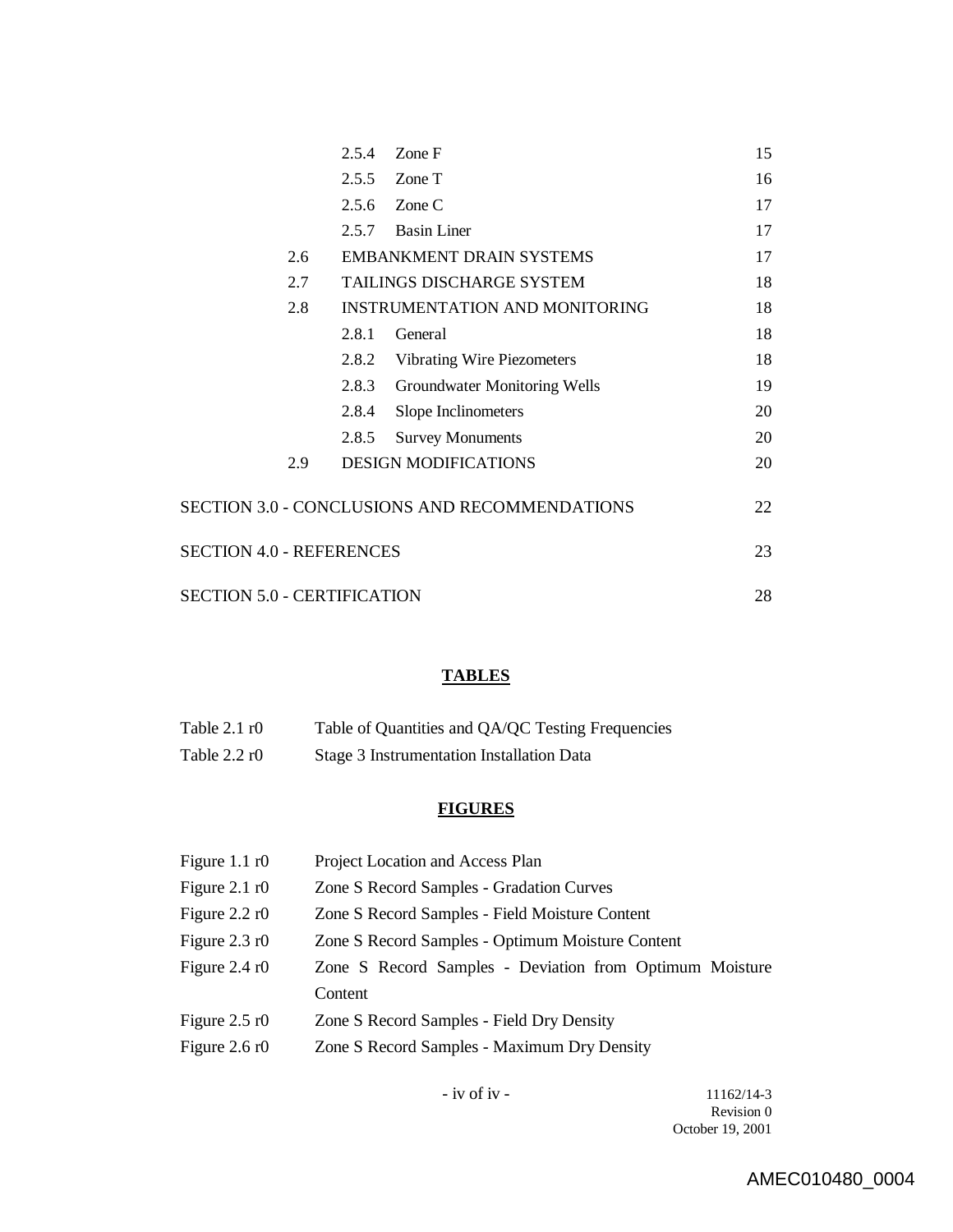| | | |
|---|---|---|
| 2.5.4 | Zone F | 15 |
| 2.5.5 | Zone T | 16 |
| 2.5.6 | Zone C | 17 |
| 2.5.7 | Basin Liner | 17 |
| 2.6 | EMBANKMENT DRAIN SYSTEMS | 17 |
| 2.7 | TAILINGS DISCHARGE SYSTEM | 18 |
| 2.8 | INSTRUMENTATION AND MONITORING | 18 |
| 2.8.1 | General | 18 |
| 2.8.2 | Vibrating Wire Piezometers | 18 |
| 2.8.3 | Groundwater Monitoring Wells | 19 |
| 2.8.4 | Slope Inclinometers | 20 |
| 2.8.5 | Survey Monuments | 20 |
| 2.9 | DESIGN MODIFICATIONS | 20 |

SECTION 3.0 - CONCLUSIONS AND RECOMMENDATIONS 22

SECTION 4.0 - REFERENCES 23

SECTION 5.0 - CERTIFICATION 28

## TABLES

| | |
|---|---|
| Table 2.1 r0 | Table of Quantities and QA/QC Testing Frequencies |
| Table 2.2 r0 | Stage 3 Instrumentation Installation Data |

## FIGURES

| | |
|---|---|
| Figure 1.1 r0 | Project Location and Access Plan |
| Figure 2.1 r0 | Zone S Record Samples - Gradation Curves |
| Figure 2.2 r0 | Zone S Record Samples - Field Moisture Content |
| Figure 2.3 r0 | Zone S Record Samples - Optimum Moisture Content |
| Figure 2.4 r0 | Zone S Record Samples - Deviation from Optimum Moisture Content |
| Figure 2.5 r0 | Zone S Record Samples - Field Dry Density |
| Figure 2.6 r0 | Zone S Record Samples - Maximum Dry Density |

11162/14-3
Revision 0
October 19, 2001

AMEC010480_0004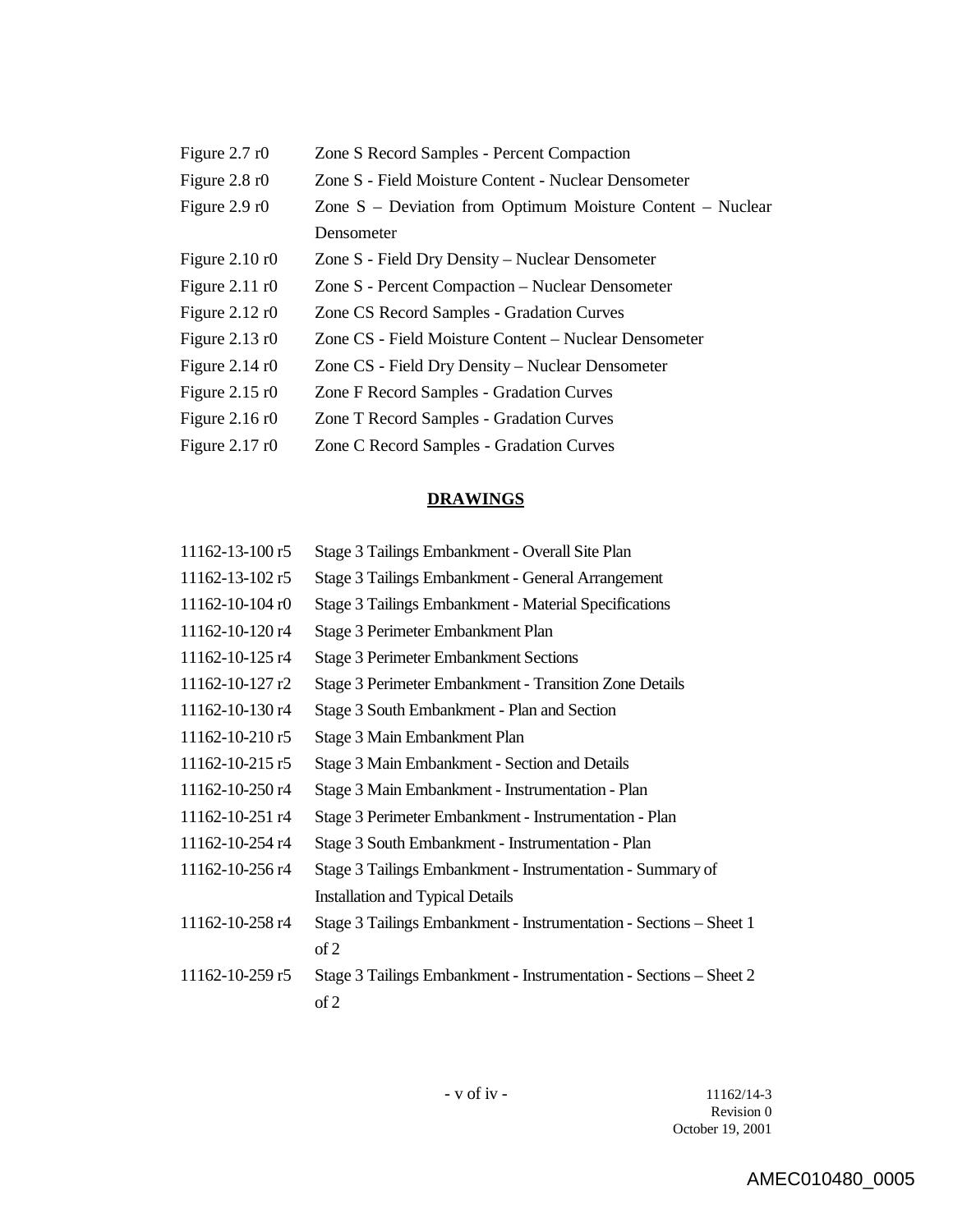| | |
|---|---|
| Figure 2.7 r0 | Zone S Record Samples - Percent Compaction |
| Figure 2.8 r0 | Zone S - Field Moisture Content - Nuclear Densometer |
| Figure 2.9 r0 | Zone S – Deviation from Optimum Moisture Content – Nuclear Densometer |
| Figure 2.10 r0 | Zone S - Field Dry Density – Nuclear Densometer |
| Figure 2.11 r0 | Zone S - Percent Compaction – Nuclear Densometer |
| Figure 2.12 r0 | Zone CS Record Samples - Gradation Curves |
| Figure 2.13 r0 | Zone CS - Field Moisture Content – Nuclear Densometer |
| Figure 2.14 r0 | Zone CS - Field Dry Density – Nuclear Densometer |
| Figure 2.15 r0 | Zone F Record Samples - Gradation Curves |
| Figure 2.16 r0 | Zone T Record Samples - Gradation Curves |
| Figure 2.17 r0 | Zone C Record Samples - Gradation Curves |

## DRAWINGS

| | |
|---|---|
| 11162-13-100 r5 | Stage 3 Tailings Embankment - Overall Site Plan |
| 11162-13-102 r5 | Stage 3 Tailings Embankment - General Arrangement |
| 11162-10-104 r0 | Stage 3 Tailings Embankment - Material Specifications |
| 11162-10-120 r4 | Stage 3 Perimeter Embankment Plan |
| 11162-10-125 r4 | Stage 3 Perimeter Embankment Sections |
| 11162-10-127 r2 | Stage 3 Perimeter Embankment - Transition Zone Details |
| 11162-10-130 r4 | Stage 3 South Embankment - Plan and Section |
| 11162-10-210 r5 | Stage 3 Main Embankment Plan |
| 11162-10-215 r5 | Stage 3 Main Embankment - Section and Details |
| 11162-10-250 r4 | Stage 3 Main Embankment - Instrumentation - Plan |
| 11162-10-251 r4 | Stage 3 Perimeter Embankment - Instrumentation - Plan |
| 11162-10-254 r4 | Stage 3 South Embankment - Instrumentation - Plan |
| 11162-10-256 r4 | Stage 3 Tailings Embankment - Instrumentation - Summary of Installation and Typical Details |
| 11162-10-258 r4 | Stage 3 Tailings Embankment - Instrumentation - Sections – Sheet 1 of 2 |
| 11162-10-259 r5 | Stage 3 Tailings Embankment - Instrumentation - Sections – Sheet 2 of 2 |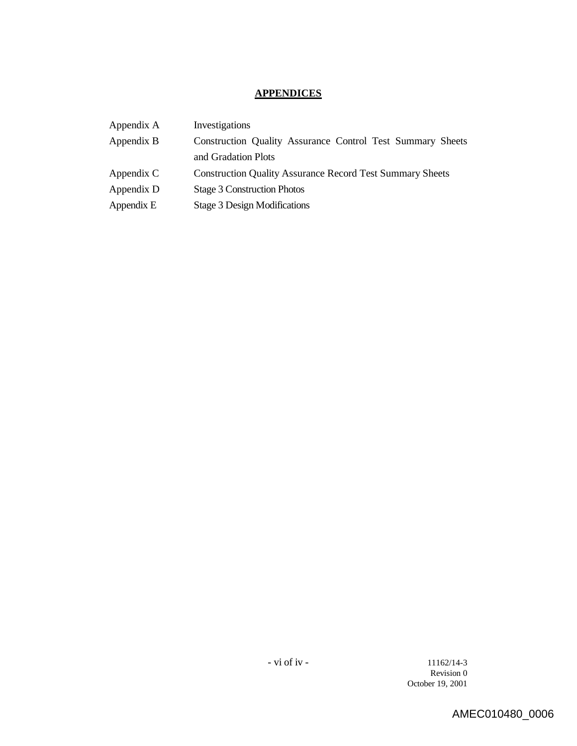## APPENDICES

| | |
|---|---|
| Appendix A | Investigations |
| Appendix B | Construction Quality Assurance Control Test Summary Sheets and Gradation Plots |
| Appendix C | Construction Quality Assurance Record Test Summary Sheets |
| Appendix D | Stage 3 Construction Photos |
| Appendix E | Stage 3 Design Modifications |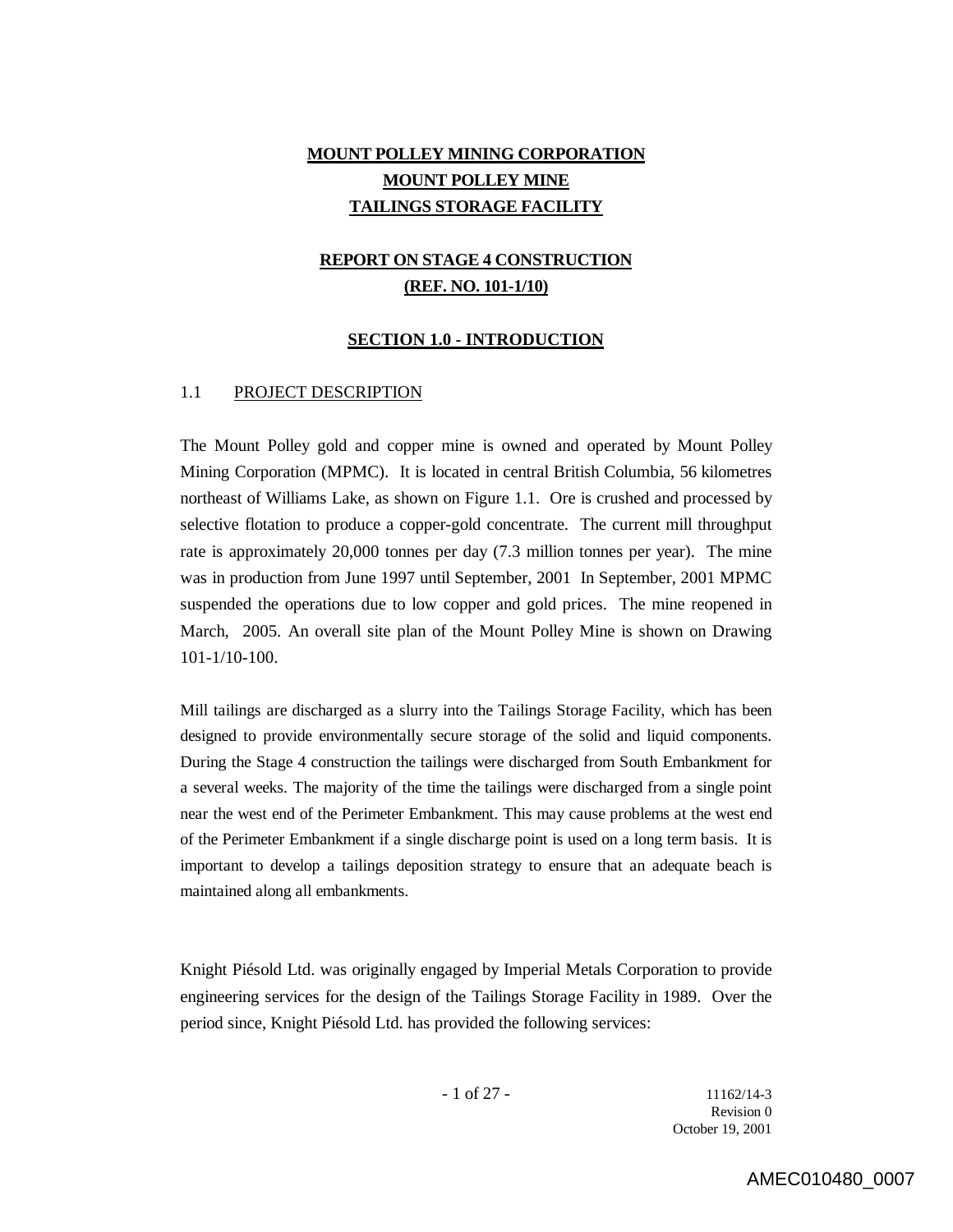**MOUNT POLLEY MINING CORPORATION**
**MOUNT POLLEY MINE**
**TAILINGS STORAGE FACILITY**

**REPORT ON STAGE 4 CONSTRUCTION**
**(REF. NO. 101-1/10)**

## SECTION 1.0 - INTRODUCTION

### 1.1 PROJECT DESCRIPTION

The Mount Polley gold and copper mine is owned and operated by Mount Polley Mining Corporation (MPMC). It is located in central British Columbia, 56 kilometres northeast of Williams Lake, as shown on Figure 1.1. Ore is crushed and processed by selective flotation to produce a copper-gold concentrate. The current mill throughput rate is approximately 20,000 tonnes per day (7.3 million tonnes per year). The mine was in production from June 1997 until September, 2001 In September, 2001 MPMC suspended the operations due to low copper and gold prices. The mine reopened in March, 2005. An overall site plan of the Mount Polley Mine is shown on Drawing 101-1/10-100.

Mill tailings are discharged as a slurry into the Tailings Storage Facility, which has been designed to provide environmentally secure storage of the solid and liquid components. During the Stage 4 construction the tailings were discharged from South Embankment for a several weeks. The majority of the time the tailings were discharged from a single point near the west end of the Perimeter Embankment. This may cause problems at the west end of the Perimeter Embankment if a single discharge point is used on a long term basis. It is important to develop a tailings deposition strategy to ensure that an adequate beach is maintained along all embankments.

Knight Piésold Ltd. was originally engaged by Imperial Metals Corporation to provide engineering services for the design of the Tailings Storage Facility in 1989. Over the period since, Knight Piésold Ltd. has provided the following services: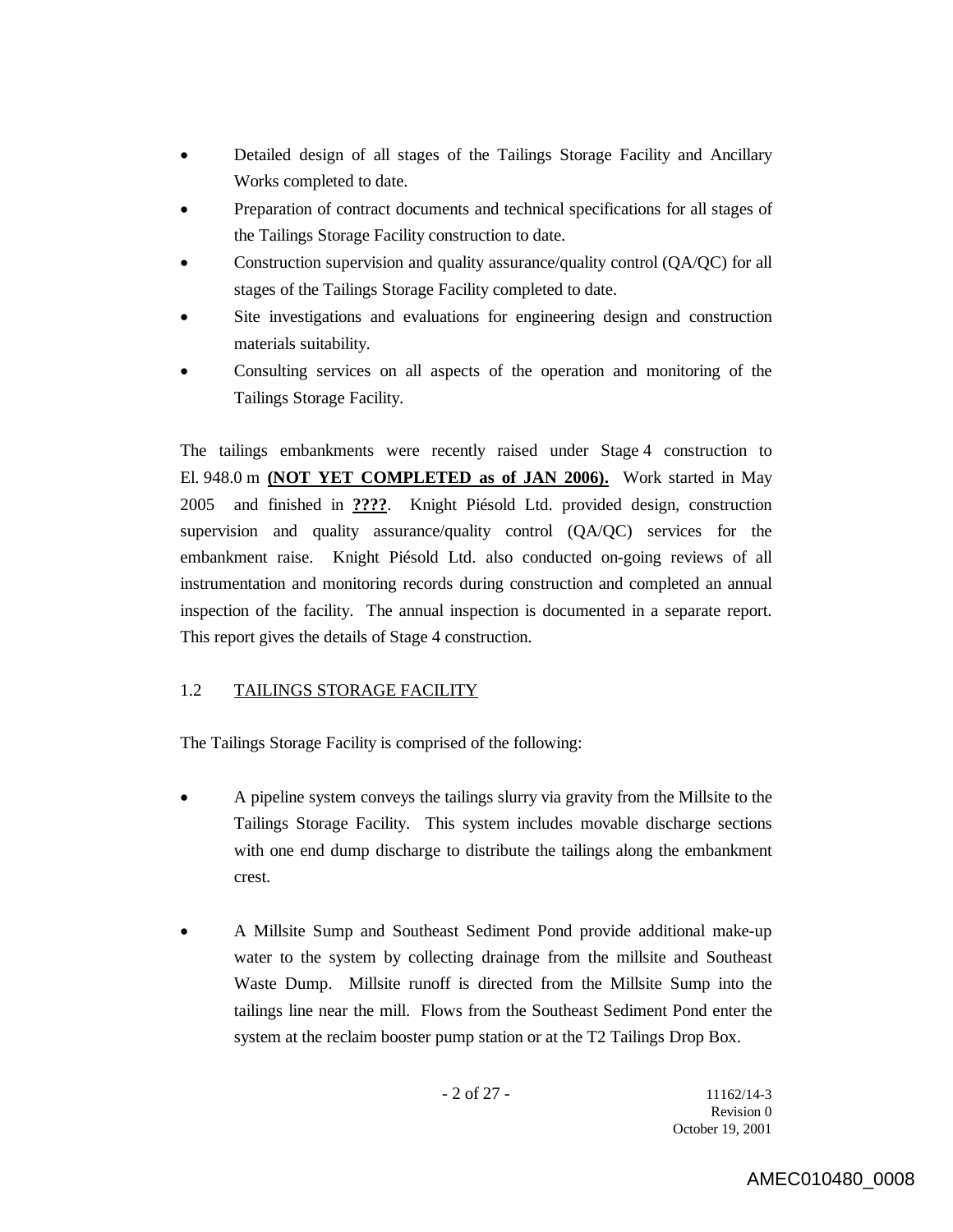- Detailed design of all stages of the Tailings Storage Facility and Ancillary Works completed to date.
- Preparation of contract documents and technical specifications for all stages of the Tailings Storage Facility construction to date.
- Construction supervision and quality assurance/quality control (QA/QC) for all stages of the Tailings Storage Facility completed to date.
- Site investigations and evaluations for engineering design and construction materials suitability.
- Consulting services on all aspects of the operation and monitoring of the Tailings Storage Facility.

The tailings embankments were recently raised under Stage 4 construction to El. 948.0 m **(NOT YET COMPLETED as of JAN 2006).** Work started in May 2005 and finished in **????**. Knight Piésold Ltd. provided design, construction supervision and quality assurance/quality control (QA/QC) services for the embankment raise. Knight Piésold Ltd. also conducted on-going reviews of all instrumentation and monitoring records during construction and completed an annual inspection of the facility. The annual inspection is documented in a separate report. This report gives the details of Stage 4 construction.

## 1.2 TAILINGS STORAGE FACILITY

The Tailings Storage Facility is comprised of the following:

- A pipeline system conveys the tailings slurry via gravity from the Millsite to the Tailings Storage Facility. This system includes movable discharge sections with one end dump discharge to distribute the tailings along the embankment crest.

- A Millsite Sump and Southeast Sediment Pond provide additional make-up water to the system by collecting drainage from the millsite and Southeast Waste Dump. Millsite runoff is directed from the Millsite Sump into the tailings line near the mill. Flows from the Southeast Sediment Pond enter the system at the reclaim booster pump station or at the T2 Tailings Drop Box.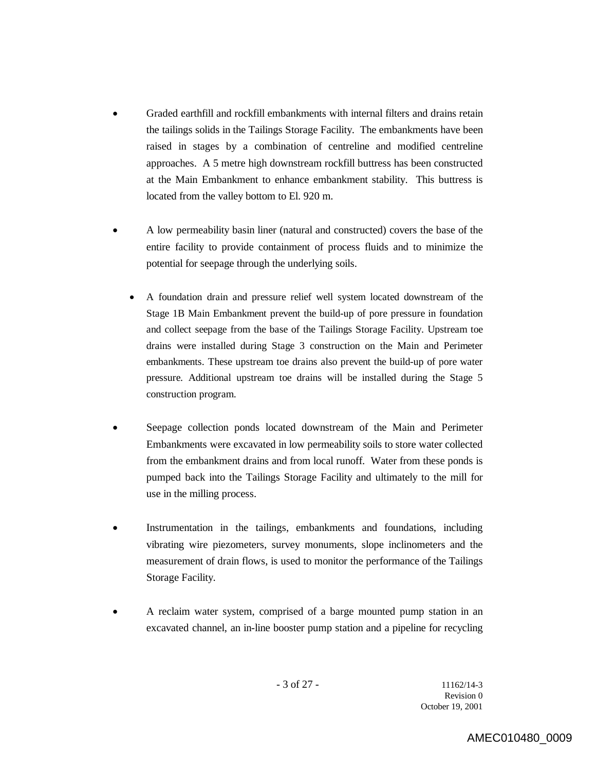- Graded earthfill and rockfill embankments with internal filters and drains retain the tailings solids in the Tailings Storage Facility. The embankments have been raised in stages by a combination of centreline and modified centreline approaches. A 5 metre high downstream rockfill buttress has been constructed at the Main Embankment to enhance embankment stability. This buttress is located from the valley bottom to El. 920 m.

- A low permeability basin liner (natural and constructed) covers the base of the entire facility to provide containment of process fluids and to minimize the potential for seepage through the underlying soils.

- A foundation drain and pressure relief well system located downstream of the Stage 1B Main Embankment prevent the build-up of pore pressure in foundation and collect seepage from the base of the Tailings Storage Facility. Upstream toe drains were installed during Stage 3 construction on the Main and Perimeter embankments. These upstream toe drains also prevent the build-up of pore water pressure. Additional upstream toe drains will be installed during the Stage 5 construction program.

- Seepage collection ponds located downstream of the Main and Perimeter Embankments were excavated in low permeability soils to store water collected from the embankment drains and from local runoff. Water from these ponds is pumped back into the Tailings Storage Facility and ultimately to the mill for use in the milling process.

- Instrumentation in the tailings, embankments and foundations, including vibrating wire piezometers, survey monuments, slope inclinometers and the measurement of drain flows, is used to monitor the performance of the Tailings Storage Facility.

- A reclaim water system, comprised of a barge mounted pump station in an excavated channel, an in-line booster pump station and a pipeline for recycling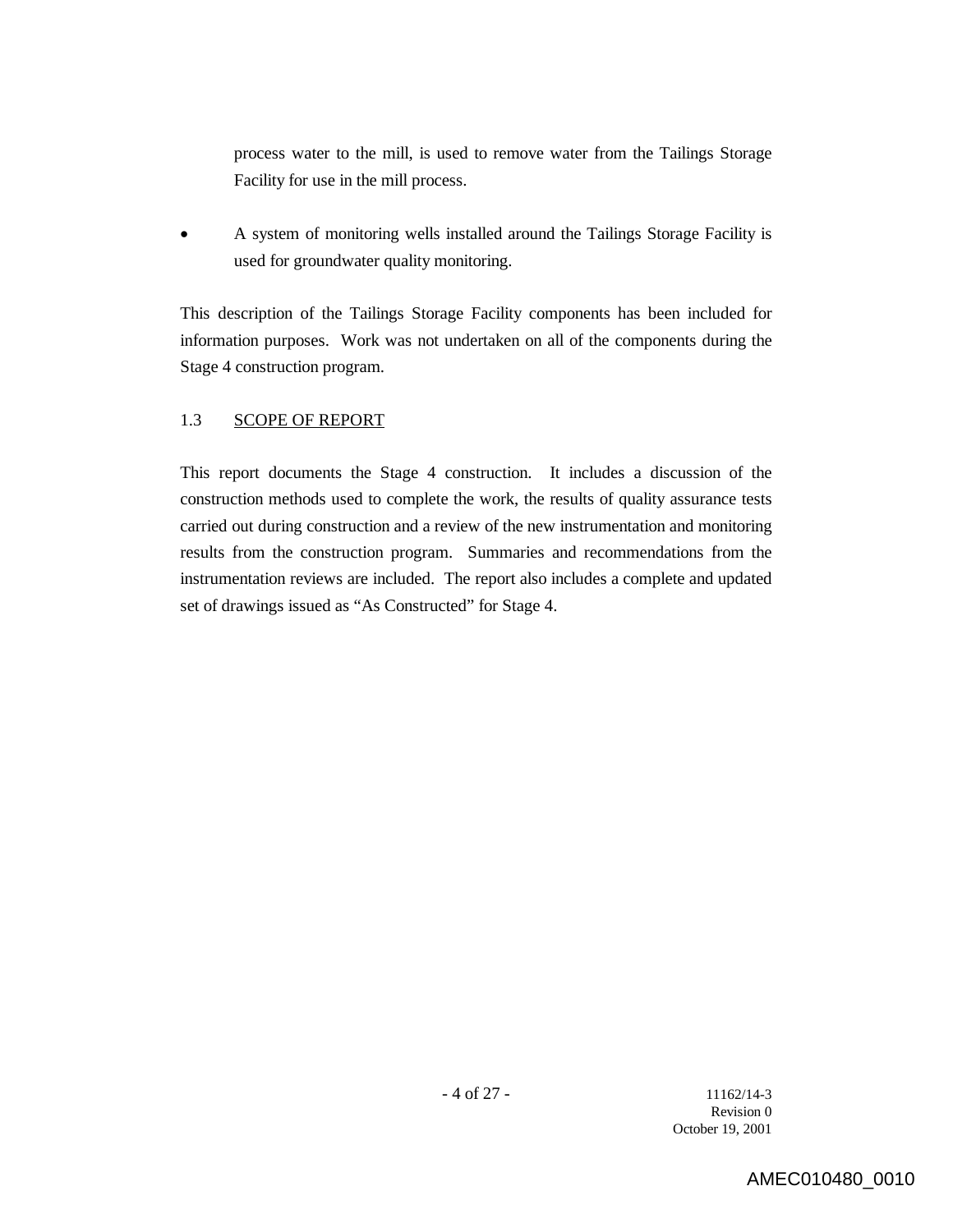process water to the mill, is used to remove water from the Tailings Storage Facility for use in the mill process.

- A system of monitoring wells installed around the Tailings Storage Facility is used for groundwater quality monitoring.

This description of the Tailings Storage Facility components has been included for information purposes. Work was not undertaken on all of the components during the Stage 4 construction program.

### 1.3 SCOPE OF REPORT

This report documents the Stage 4 construction. It includes a discussion of the construction methods used to complete the work, the results of quality assurance tests carried out during construction and a review of the new instrumentation and monitoring results from the construction program. Summaries and recommendations from the instrumentation reviews are included. The report also includes a complete and updated set of drawings issued as "As Constructed" for Stage 4.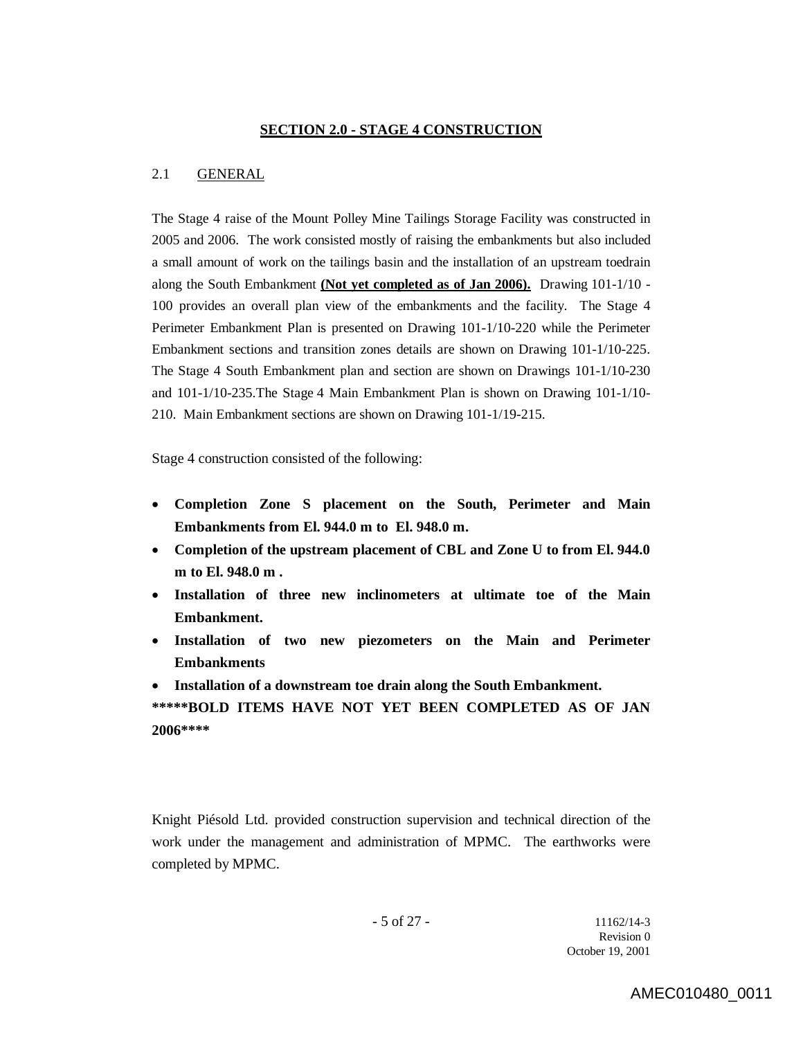## SECTION 2.0 - STAGE 4 CONSTRUCTION

### 2.1 GENERAL

The Stage 4 raise of the Mount Polley Mine Tailings Storage Facility was constructed in 2005 and 2006. The work consisted mostly of raising the embankments but also included a small amount of work on the tailings basin and the installation of an upstream toedrain along the South Embankment **(Not yet completed as of Jan 2006).** Drawing 101-1/10 - 100 provides an overall plan view of the embankments and the facility. The Stage 4 Perimeter Embankment Plan is presented on Drawing 101-1/10-220 while the Perimeter Embankment sections and transition zones details are shown on Drawing 101-1/10-225. The Stage 4 South Embankment plan and section are shown on Drawings 101-1/10-230 and 101-1/10-235.The Stage 4 Main Embankment Plan is shown on Drawing 101-1/10-210. Main Embankment sections are shown on Drawing 101-1/19-215.

Stage 4 construction consisted of the following:

- **Completion Zone S placement on the South, Perimeter and Main Embankments from El. 944.0 m to El. 948.0 m.**
- **Completion of the upstream placement of CBL and Zone U to from El. 944.0 m to El. 948.0 m .**
- **Installation of three new inclinometers at ultimate toe of the Main Embankment.**
- **Installation of two new piezometers on the Main and Perimeter Embankments**
- **Installation of a downstream toe drain along the South Embankment.**

**\*\*\*\*\*BOLD ITEMS HAVE NOT YET BEEN COMPLETED AS OF JAN 2006\*\*\*\***

Knight Piésold Ltd. provided construction supervision and technical direction of the work under the management and administration of MPMC. The earthworks were completed by MPMC.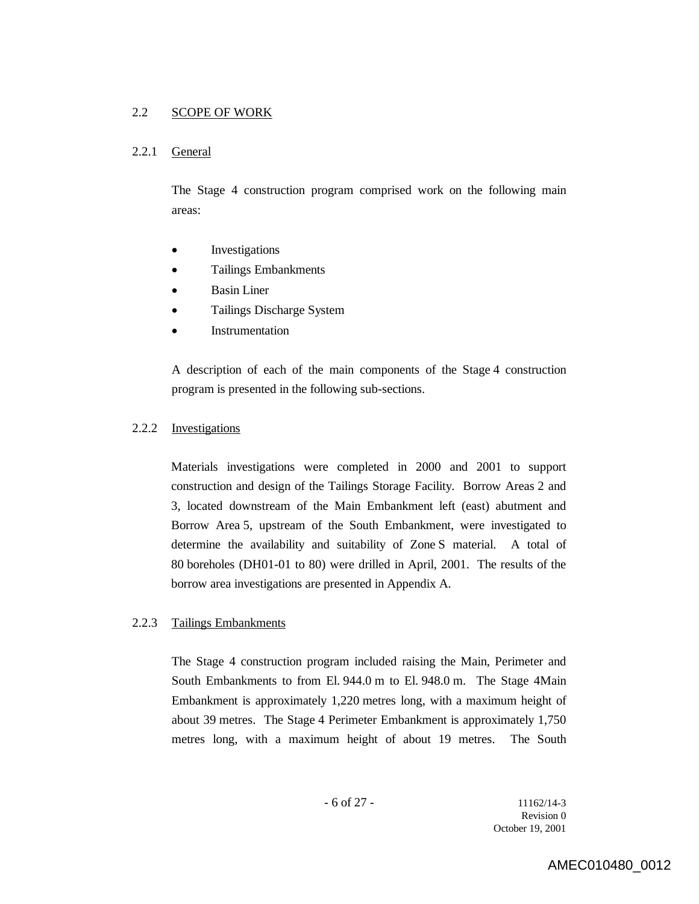## 2.2 SCOPE OF WORK

### 2.2.1 General

The Stage 4 construction program comprised work on the following main areas:

- Investigations
- Tailings Embankments
- Basin Liner
- Tailings Discharge System
- Instrumentation

A description of each of the main components of the Stage 4 construction program is presented in the following sub-sections.

### 2.2.2 Investigations

Materials investigations were completed in 2000 and 2001 to support construction and design of the Tailings Storage Facility. Borrow Areas 2 and 3, located downstream of the Main Embankment left (east) abutment and Borrow Area 5, upstream of the South Embankment, were investigated to determine the availability and suitability of Zone S material. A total of 80 boreholes (DH01-01 to 80) were drilled in April, 2001. The results of the borrow area investigations are presented in Appendix A.

### 2.2.3 Tailings Embankments

The Stage 4 construction program included raising the Main, Perimeter and South Embankments to from El. 944.0 m to El. 948.0 m. The Stage 4Main Embankment is approximately 1,220 metres long, with a maximum height of about 39 metres. The Stage 4 Perimeter Embankment is approximately 1,750 metres long, with a maximum height of about 19 metres. The South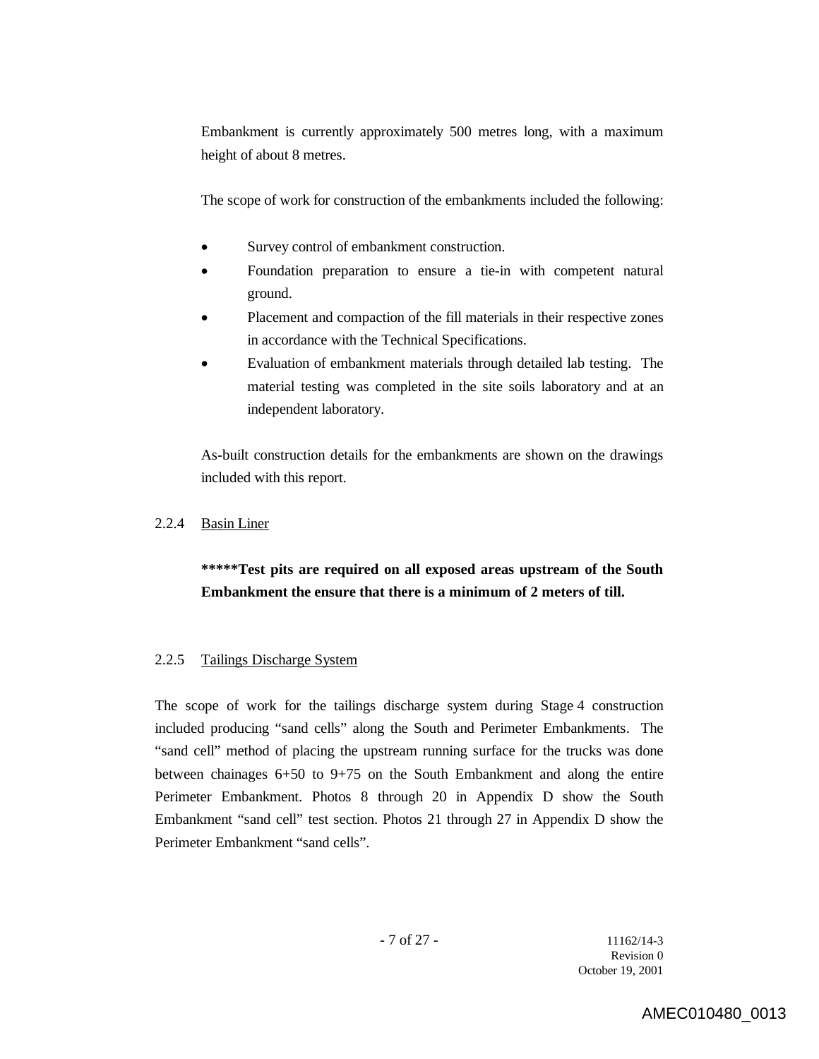Embankment is currently approximately 500 metres long, with a maximum height of about 8 metres.

The scope of work for construction of the embankments included the following:

- Survey control of embankment construction.
- Foundation preparation to ensure a tie-in with competent natural ground.
- Placement and compaction of the fill materials in their respective zones in accordance with the Technical Specifications.
- Evaluation of embankment materials through detailed lab testing. The material testing was completed in the site soils laboratory and at an independent laboratory.

As-built construction details for the embankments are shown on the drawings included with this report.

### 2.2.4 Basin Liner

**\*\*\*\*\*Test pits are required on all exposed areas upstream of the South Embankment the ensure that there is a minimum of 2 meters of till.**

### 2.2.5 Tailings Discharge System

The scope of work for the tailings discharge system during Stage 4 construction included producing "sand cells" along the South and Perimeter Embankments. The "sand cell" method of placing the upstream running surface for the trucks was done between chainages 6+50 to 9+75 on the South Embankment and along the entire Perimeter Embankment. Photos 8 through 20 in Appendix D show the South Embankment "sand cell" test section. Photos 21 through 27 in Appendix D show the Perimeter Embankment "sand cells".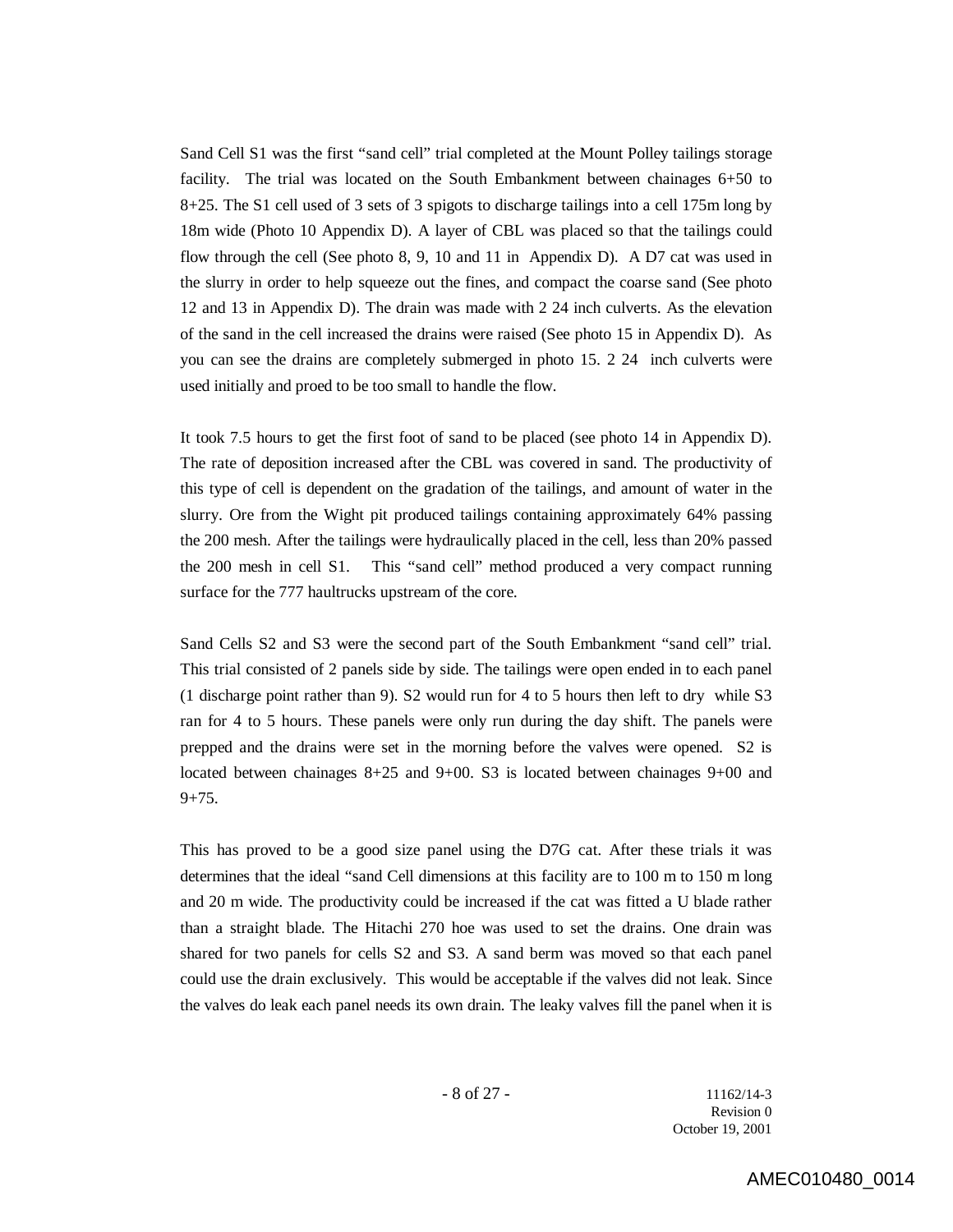Sand Cell S1 was the first "sand cell" trial completed at the Mount Polley tailings storage facility. The trial was located on the South Embankment between chainages 6+50 to 8+25. The S1 cell used of 3 sets of 3 spigots to discharge tailings into a cell 175m long by 18m wide (Photo 10 Appendix D). A layer of CBL was placed so that the tailings could flow through the cell (See photo 8, 9, 10 and 11 in Appendix D). A D7 cat was used in the slurry in order to help squeeze out the fines, and compact the coarse sand (See photo 12 and 13 in Appendix D). The drain was made with 2 24 inch culverts. As the elevation of the sand in the cell increased the drains were raised (See photo 15 in Appendix D). As you can see the drains are completely submerged in photo 15. 2 24 inch culverts were used initially and proed to be too small to handle the flow.

It took 7.5 hours to get the first foot of sand to be placed (see photo 14 in Appendix D). The rate of deposition increased after the CBL was covered in sand. The productivity of this type of cell is dependent on the gradation of the tailings, and amount of water in the slurry. Ore from the Wight pit produced tailings containing approximately 64% passing the 200 mesh. After the tailings were hydraulically placed in the cell, less than 20% passed the 200 mesh in cell S1. This "sand cell" method produced a very compact running surface for the 777 haultrucks upstream of the core.

Sand Cells S2 and S3 were the second part of the South Embankment "sand cell" trial. This trial consisted of 2 panels side by side. The tailings were open ended in to each panel (1 discharge point rather than 9). S2 would run for 4 to 5 hours then left to dry while S3 ran for 4 to 5 hours. These panels were only run during the day shift. The panels were prepped and the drains were set in the morning before the valves were opened. S2 is located between chainages 8+25 and 9+00. S3 is located between chainages 9+00 and 9+75.

This has proved to be a good size panel using the D7G cat. After these trials it was determines that the ideal "sand Cell dimensions at this facility are to 100 m to 150 m long and 20 m wide. The productivity could be increased if the cat was fitted a U blade rather than a straight blade. The Hitachi 270 hoe was used to set the drains. One drain was shared for two panels for cells S2 and S3. A sand berm was moved so that each panel could use the drain exclusively. This would be acceptable if the valves did not leak. Since the valves do leak each panel needs its own drain. The leaky valves fill the panel when it is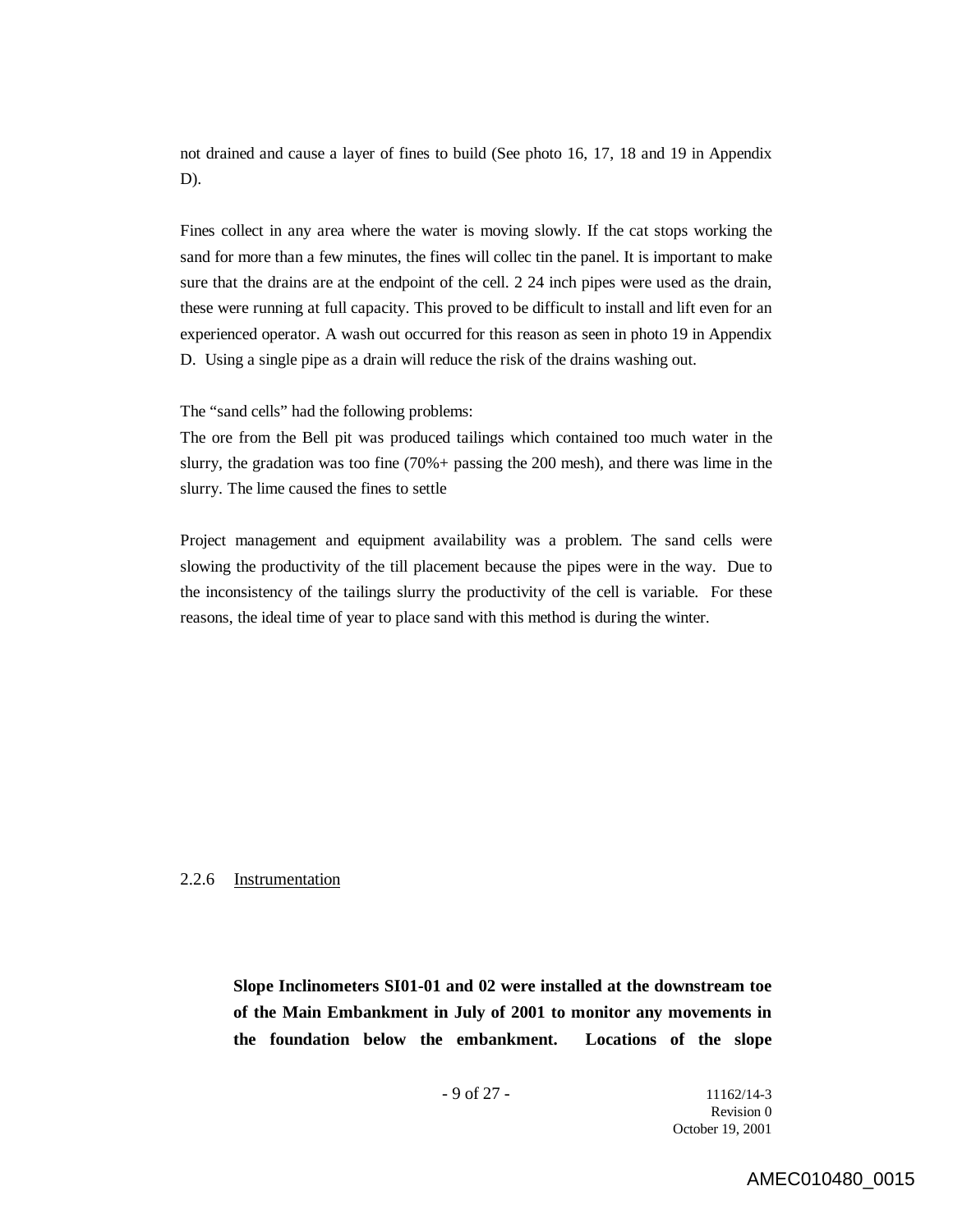not drained and cause a layer of fines to build (See photo 16, 17, 18 and 19 in Appendix D).

Fines collect in any area where the water is moving slowly. If the cat stops working the sand for more than a few minutes, the fines will collec tin the panel. It is important to make sure that the drains are at the endpoint of the cell. 2 24 inch pipes were used as the drain, these were running at full capacity. This proved to be difficult to install and lift even for an experienced operator. A wash out occurred for this reason as seen in photo 19 in Appendix D. Using a single pipe as a drain will reduce the risk of the drains washing out.

The "sand cells" had the following problems:

The ore from the Bell pit was produced tailings which contained too much water in the slurry, the gradation was too fine (70%+ passing the 200 mesh), and there was lime in the slurry. The lime caused the fines to settle

Project management and equipment availability was a problem. The sand cells were slowing the productivity of the till placement because the pipes were in the way. Due to the inconsistency of the tailings slurry the productivity of the cell is variable. For these reasons, the ideal time of year to place sand with this method is during the winter.

### 2.2.6 Instrumentation

**Slope Inclinometers SI01-01 and 02 were installed at the downstream toe of the Main Embankment in July of 2001 to monitor any movements in the foundation below the embankment. Locations of the slope**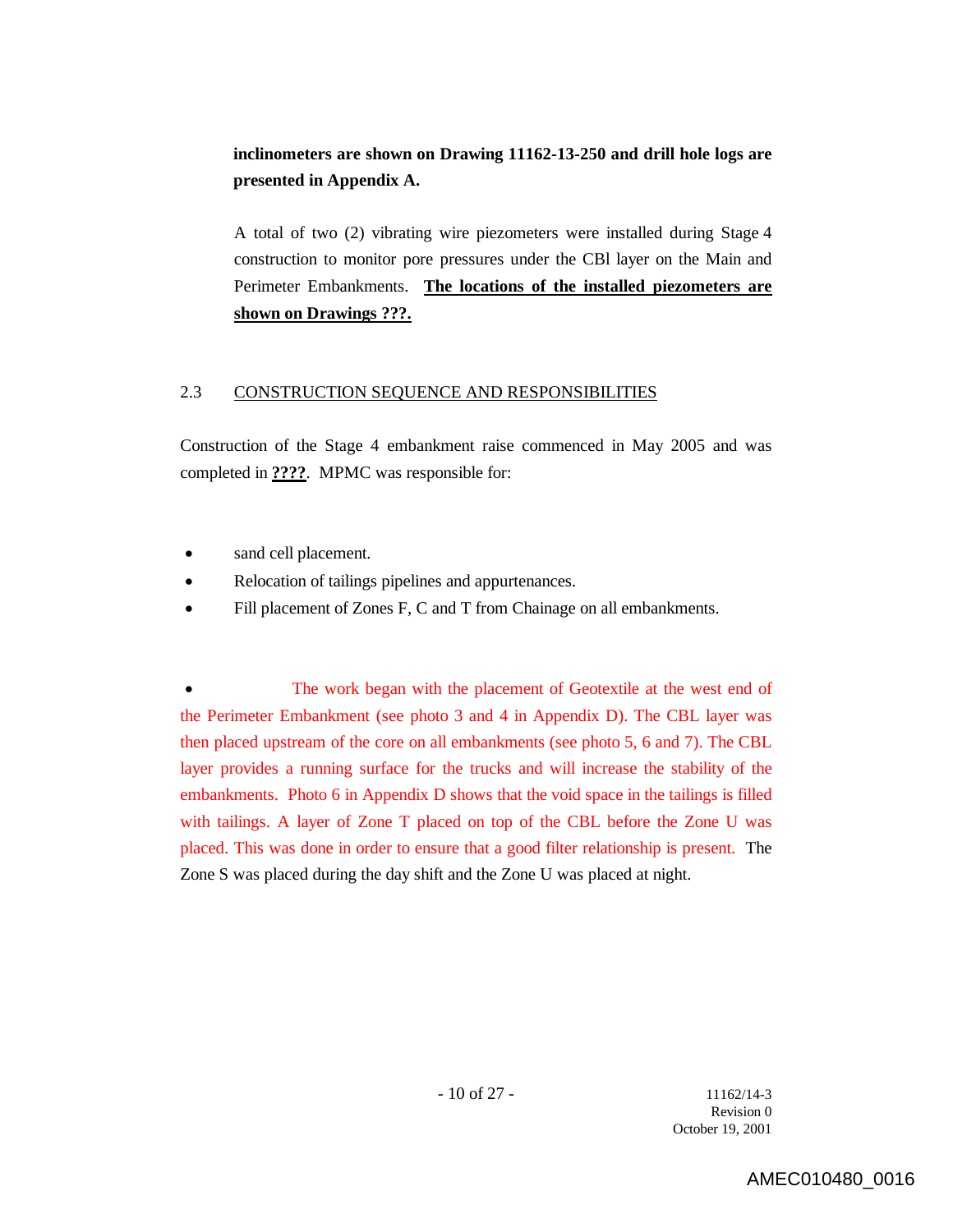**inclinometers are shown on Drawing 11162-13-250 and drill hole logs are presented in Appendix A.**

A total of two (2) vibrating wire piezometers were installed during Stage 4 construction to monitor pore pressures under the CBl layer on the Main and Perimeter Embankments. **The locations of the installed piezometers are shown on Drawings ???.**

## 2.3 CONSTRUCTION SEQUENCE AND RESPONSIBILITIES

Construction of the Stage 4 embankment raise commenced in May 2005 and was completed in **????**. MPMC was responsible for:

- sand cell placement.
- Relocation of tailings pipelines and appurtenances.
- Fill placement of Zones F, C and T from Chainage on all embankments.

- The work began with the placement of Geotextile at the west end of the Perimeter Embankment (see photo 3 and 4 in Appendix D). The CBL layer was then placed upstream of the core on all embankments (see photo 5, 6 and 7). The CBL layer provides a running surface for the trucks and will increase the stability of the embankments. Photo 6 in Appendix D shows that the void space in the tailings is filled with tailings. A layer of Zone T placed on top of the CBL before the Zone U was placed. This was done in order to ensure that a good filter relationship is present. The Zone S was placed during the day shift and the Zone U was placed at night.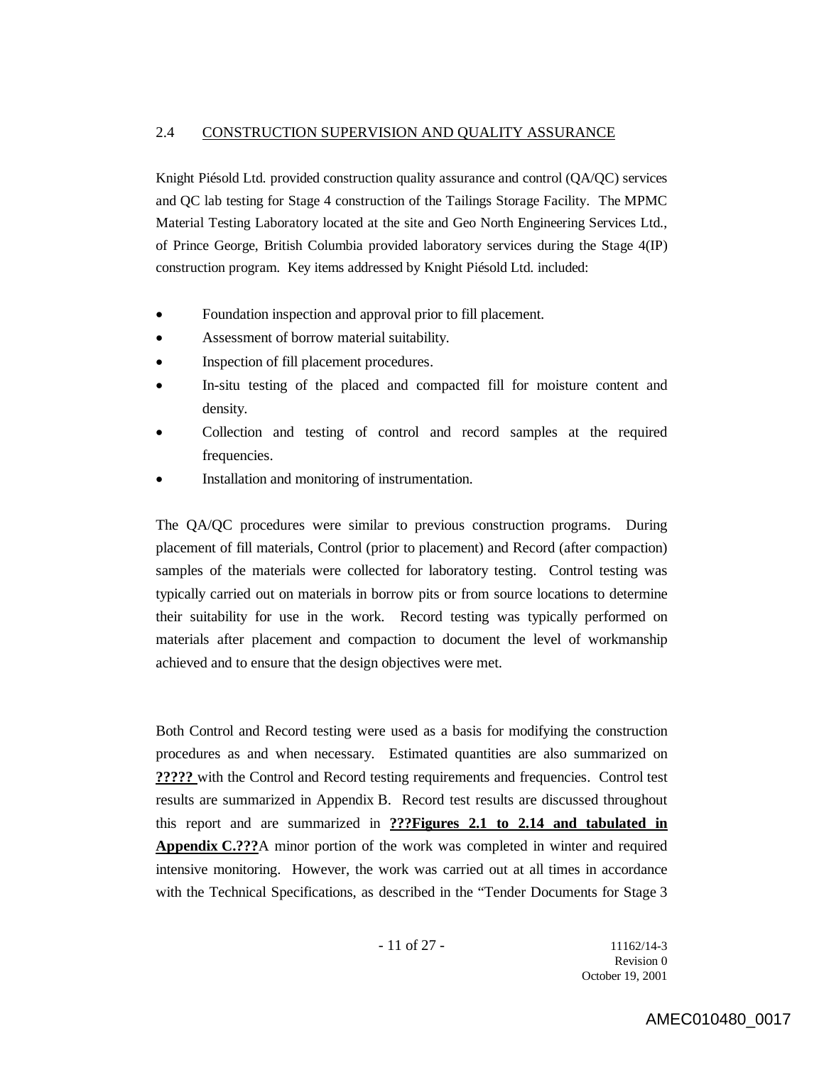## 2.4 CONSTRUCTION SUPERVISION AND QUALITY ASSURANCE

Knight Piésold Ltd. provided construction quality assurance and control (QA/QC) services and QC lab testing for Stage 4 construction of the Tailings Storage Facility. The MPMC Material Testing Laboratory located at the site and Geo North Engineering Services Ltd., of Prince George, British Columbia provided laboratory services during the Stage 4(IP) construction program. Key items addressed by Knight Piésold Ltd. included:

- Foundation inspection and approval prior to fill placement.
- Assessment of borrow material suitability.
- Inspection of fill placement procedures.
- In-situ testing of the placed and compacted fill for moisture content and density.
- Collection and testing of control and record samples at the required frequencies.
- Installation and monitoring of instrumentation.

The QA/QC procedures were similar to previous construction programs. During placement of fill materials, Control (prior to placement) and Record (after compaction) samples of the materials were collected for laboratory testing. Control testing was typically carried out on materials in borrow pits or from source locations to determine their suitability for use in the work. Record testing was typically performed on materials after placement and compaction to document the level of workmanship achieved and to ensure that the design objectives were met.

Both Control and Record testing were used as a basis for modifying the construction procedures as and when necessary. Estimated quantities are also summarized on **?????** with the Control and Record testing requirements and frequencies. Control test results are summarized in Appendix B. Record test results are discussed throughout this report and are summarized in **???Figures 2.1 to 2.14 and tabulated in Appendix C.???**A minor portion of the work was completed in winter and required intensive monitoring. However, the work was carried out at all times in accordance with the Technical Specifications, as described in the "Tender Documents for Stage 3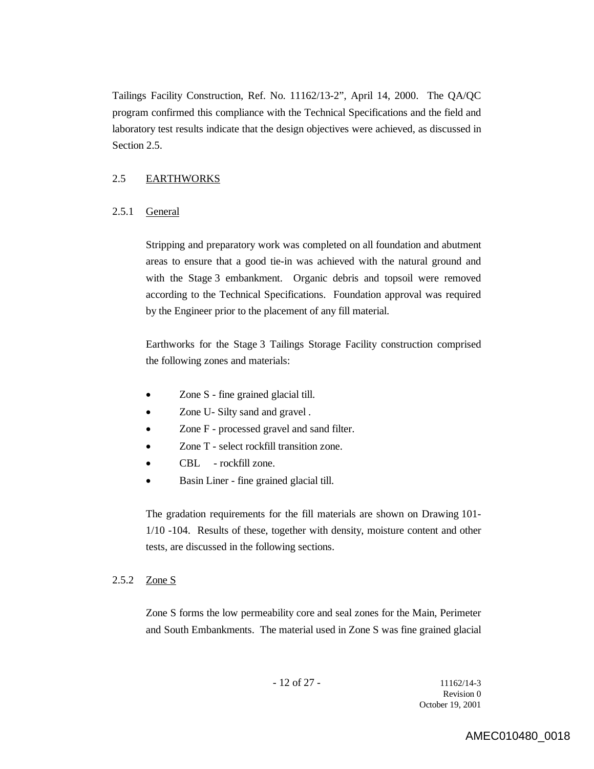Tailings Facility Construction, Ref. No. 11162/13-2", April 14, 2000. The QA/QC program confirmed this compliance with the Technical Specifications and the field and laboratory test results indicate that the design objectives were achieved, as discussed in Section 2.5.

## 2.5 EARTHWORKS

### 2.5.1 General

Stripping and preparatory work was completed on all foundation and abutment areas to ensure that a good tie-in was achieved with the natural ground and with the Stage 3 embankment. Organic debris and topsoil were removed according to the Technical Specifications. Foundation approval was required by the Engineer prior to the placement of any fill material.

Earthworks for the Stage 3 Tailings Storage Facility construction comprised the following zones and materials:

- Zone S - fine grained glacial till.
- Zone U- Silty sand and gravel .
- Zone F - processed gravel and sand filter.
- Zone T - select rockfill transition zone.
- CBL - rockfill zone.
- Basin Liner - fine grained glacial till.

The gradation requirements for the fill materials are shown on Drawing 101-1/10 -104. Results of these, together with density, moisture content and other tests, are discussed in the following sections.

### 2.5.2 Zone S

Zone S forms the low permeability core and seal zones for the Main, Perimeter and South Embankments. The material used in Zone S was fine grained glacial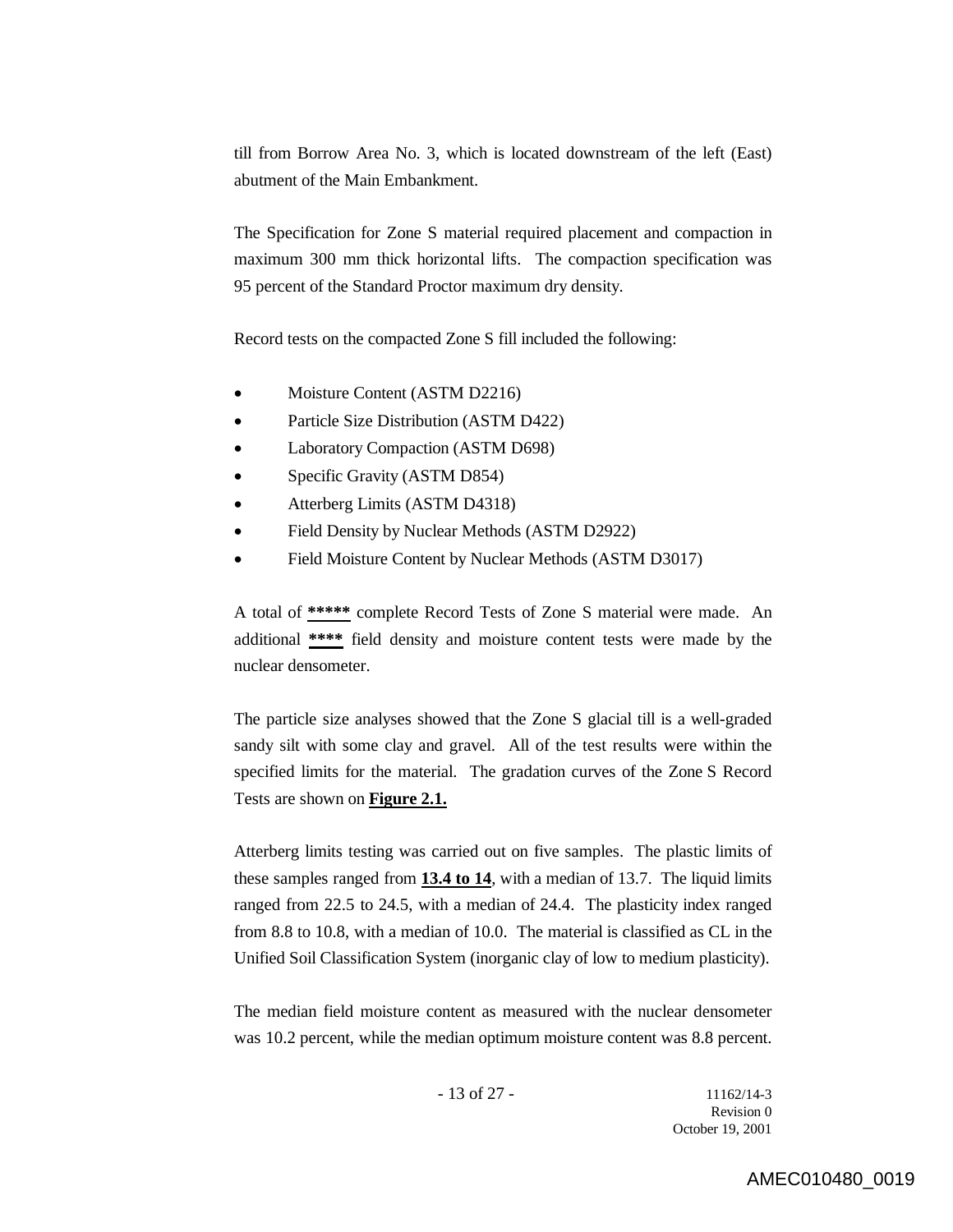till from Borrow Area No. 3, which is located downstream of the left (East) abutment of the Main Embankment.

The Specification for Zone S material required placement and compaction in maximum 300 mm thick horizontal lifts. The compaction specification was 95 percent of the Standard Proctor maximum dry density.

Record tests on the compacted Zone S fill included the following:

- Moisture Content (ASTM D2216)
- Particle Size Distribution (ASTM D422)
- Laboratory Compaction (ASTM D698)
- Specific Gravity (ASTM D854)
- Atterberg Limits (ASTM D4318)
- Field Density by Nuclear Methods (ASTM D2922)
- Field Moisture Content by Nuclear Methods (ASTM D3017)

A total of **\*\*\*\*\*** complete Record Tests of Zone S material were made. An additional **\*\*\*\*** field density and moisture content tests were made by the nuclear densometer.

The particle size analyses showed that the Zone S glacial till is a well-graded sandy silt with some clay and gravel. All of the test results were within the specified limits for the material. The gradation curves of the Zone S Record Tests are shown on **Figure 2.1.**

Atterberg limits testing was carried out on five samples. The plastic limits of these samples ranged from **13.4 to 14**, with a median of 13.7. The liquid limits ranged from 22.5 to 24.5, with a median of 24.4. The plasticity index ranged from 8.8 to 10.8, with a median of 10.0. The material is classified as CL in the Unified Soil Classification System (inorganic clay of low to medium plasticity).

The median field moisture content as measured with the nuclear densometer was 10.2 percent, while the median optimum moisture content was 8.8 percent.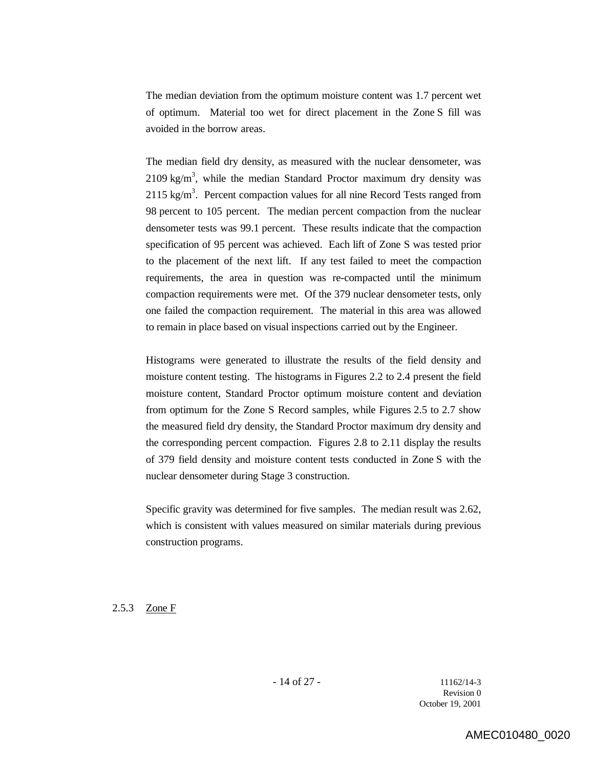The median deviation from the optimum moisture content was 1.7 percent wet of optimum. Material too wet for direct placement in the Zone S fill was avoided in the borrow areas.

The median field dry density, as measured with the nuclear densometer, was 2109 kg/m$^3$, while the median Standard Proctor maximum dry density was 2115 kg/m$^3$. Percent compaction values for all nine Record Tests ranged from 98 percent to 105 percent. The median percent compaction from the nuclear densometer tests was 99.1 percent. These results indicate that the compaction specification of 95 percent was achieved. Each lift of Zone S was tested prior to the placement of the next lift. If any test failed to meet the compaction requirements, the area in question was re-compacted until the minimum compaction requirements were met. Of the 379 nuclear densometer tests, only one failed the compaction requirement. The material in this area was allowed to remain in place based on visual inspections carried out by the Engineer.

Histograms were generated to illustrate the results of the field density and moisture content testing. The histograms in Figures 2.2 to 2.4 present the field moisture content, Standard Proctor optimum moisture content and deviation from optimum for the Zone S Record samples, while Figures 2.5 to 2.7 show the measured field dry density, the Standard Proctor maximum dry density and the corresponding percent compaction. Figures 2.8 to 2.11 display the results of 379 field density and moisture content tests conducted in Zone S with the nuclear densometer during Stage 3 construction.

Specific gravity was determined for five samples. The median result was 2.62, which is consistent with values measured on similar materials during previous construction programs.

### 2.5.3 Zone F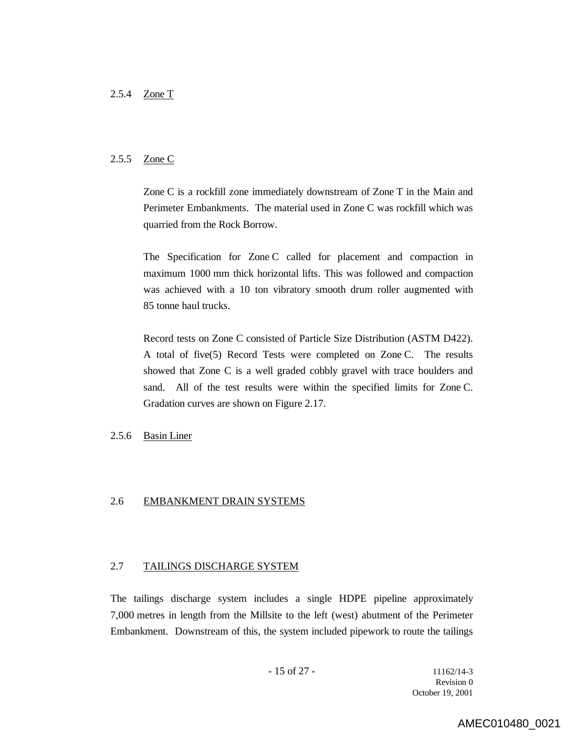### 2.5.4 Zone T

### 2.5.5 Zone C

Zone C is a rockfill zone immediately downstream of Zone T in the Main and Perimeter Embankments. The material used in Zone C was rockfill which was quarried from the Rock Borrow.

The Specification for Zone C called for placement and compaction in maximum 1000 mm thick horizontal lifts. This was followed and compaction was achieved with a 10 ton vibratory smooth drum roller augmented with 85 tonne haul trucks.

Record tests on Zone C consisted of Particle Size Distribution (ASTM D422). A total of five(5) Record Tests were completed on Zone C. The results showed that Zone C is a well graded cobbly gravel with trace boulders and sand. All of the test results were within the specified limits for Zone C. Gradation curves are shown on Figure 2.17.

### 2.5.6 Basin Liner

## 2.6 EMBANKMENT DRAIN SYSTEMS

## 2.7 TAILINGS DISCHARGE SYSTEM

The tailings discharge system includes a single HDPE pipeline approximately 7,000 metres in length from the Millsite to the left (west) abutment of the Perimeter Embankment. Downstream of this, the system included pipework to route the tailings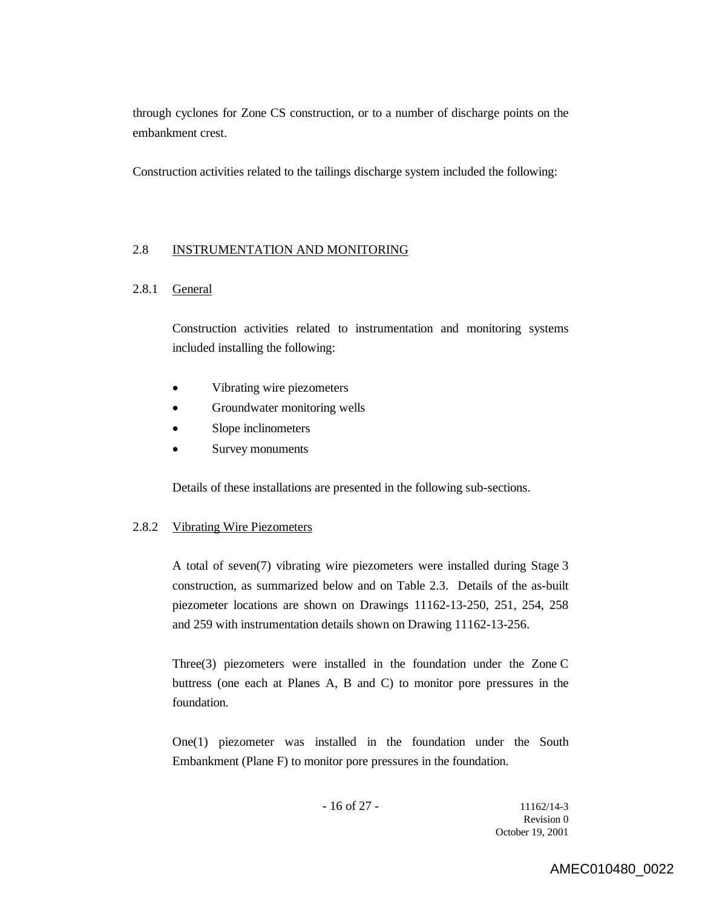through cyclones for Zone CS construction, or to a number of discharge points on the embankment crest.

Construction activities related to the tailings discharge system included the following:

## 2.8 INSTRUMENTATION AND MONITORING

### 2.8.1 General

Construction activities related to instrumentation and monitoring systems included installing the following:

- Vibrating wire piezometers
- Groundwater monitoring wells
- Slope inclinometers
- Survey monuments

Details of these installations are presented in the following sub-sections.

### 2.8.2 Vibrating Wire Piezometers

A total of seven(7) vibrating wire piezometers were installed during Stage 3 construction, as summarized below and on Table 2.3. Details of the as-built piezometer locations are shown on Drawings 11162-13-250, 251, 254, 258 and 259 with instrumentation details shown on Drawing 11162-13-256.

Three(3) piezometers were installed in the foundation under the Zone C buttress (one each at Planes A, B and C) to monitor pore pressures in the foundation.

One(1) piezometer was installed in the foundation under the South Embankment (Plane F) to monitor pore pressures in the foundation.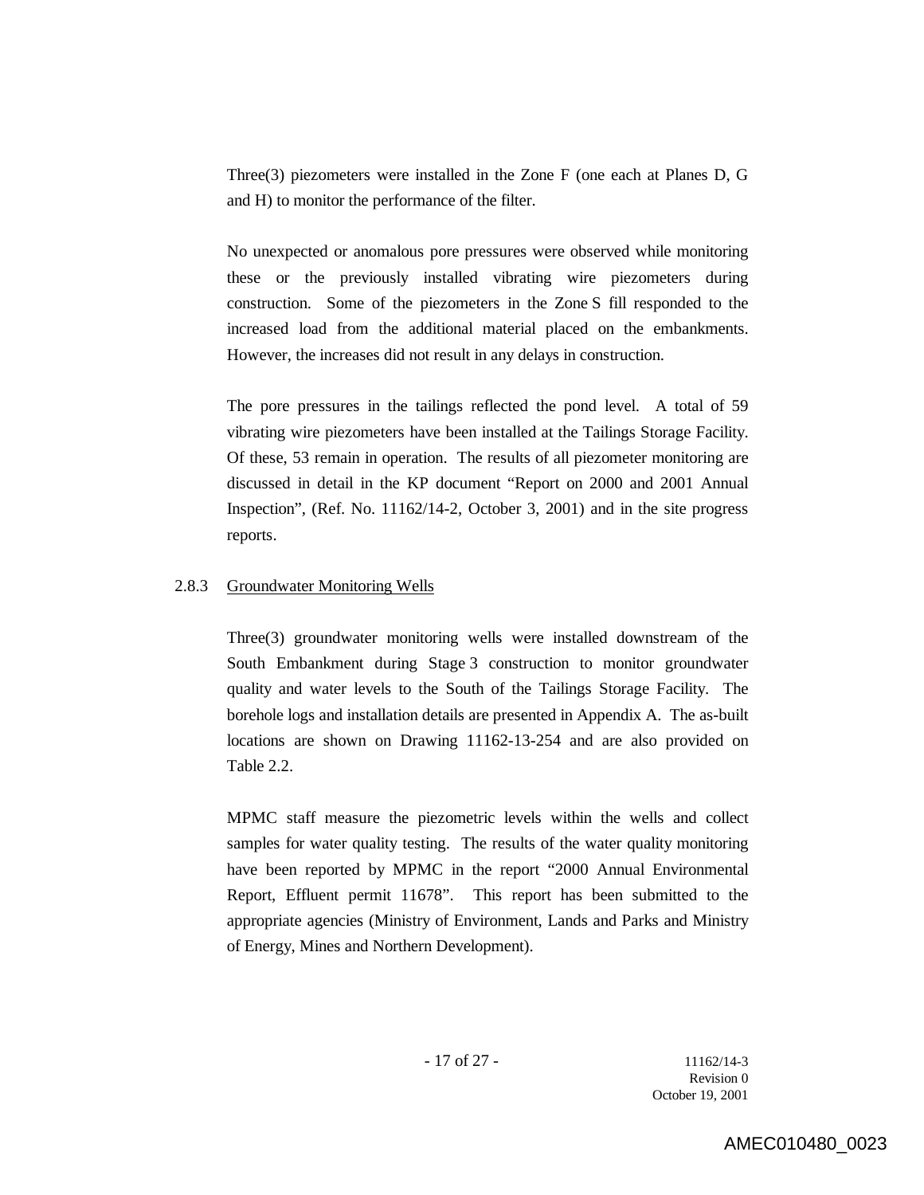Three(3) piezometers were installed in the Zone F (one each at Planes D, G and H) to monitor the performance of the filter.

No unexpected or anomalous pore pressures were observed while monitoring these or the previously installed vibrating wire piezometers during construction. Some of the piezometers in the Zone S fill responded to the increased load from the additional material placed on the embankments. However, the increases did not result in any delays in construction.

The pore pressures in the tailings reflected the pond level. A total of 59 vibrating wire piezometers have been installed at the Tailings Storage Facility. Of these, 53 remain in operation. The results of all piezometer monitoring are discussed in detail in the KP document "Report on 2000 and 2001 Annual Inspection", (Ref. No. 11162/14-2, October 3, 2001) and in the site progress reports.

### 2.8.3 Groundwater Monitoring Wells

Three(3) groundwater monitoring wells were installed downstream of the South Embankment during Stage 3 construction to monitor groundwater quality and water levels to the South of the Tailings Storage Facility. The borehole logs and installation details are presented in Appendix A. The as-built locations are shown on Drawing 11162-13-254 and are also provided on Table 2.2.

MPMC staff measure the piezometric levels within the wells and collect samples for water quality testing. The results of the water quality monitoring have been reported by MPMC in the report "2000 Annual Environmental Report, Effluent permit 11678". This report has been submitted to the appropriate agencies (Ministry of Environment, Lands and Parks and Ministry of Energy, Mines and Northern Development).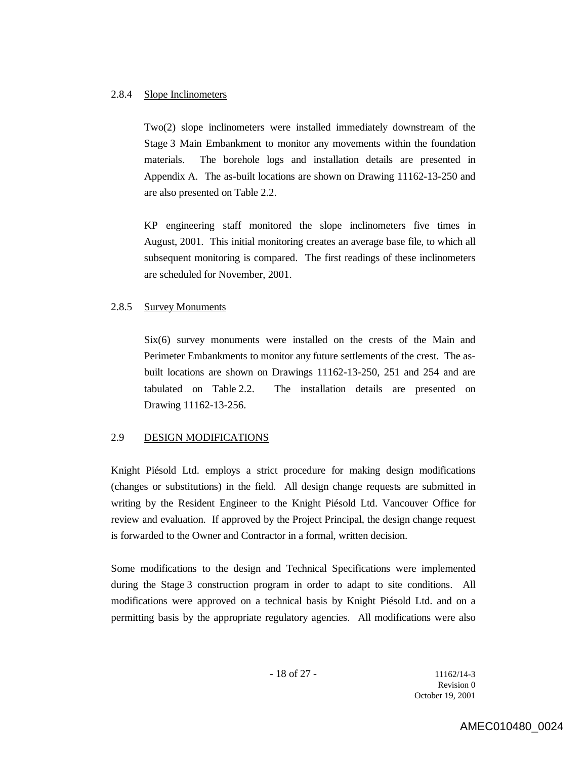#### 2.8.4 Slope Inclinometers

Two(2) slope inclinometers were installed immediately downstream of the Stage 3 Main Embankment to monitor any movements within the foundation materials. The borehole logs and installation details are presented in Appendix A. The as-built locations are shown on Drawing 11162-13-250 and are also presented on Table 2.2.

KP engineering staff monitored the slope inclinometers five times in August, 2001. This initial monitoring creates an average base file, to which all subsequent monitoring is compared. The first readings of these inclinometers are scheduled for November, 2001.

#### 2.8.5 Survey Monuments

Six(6) survey monuments were installed on the crests of the Main and Perimeter Embankments to monitor any future settlements of the crest. The as-built locations are shown on Drawings 11162-13-250, 251 and 254 and are tabulated on Table 2.2. The installation details are presented on Drawing 11162-13-256.

### 2.9 DESIGN MODIFICATIONS

Knight Piésold Ltd. employs a strict procedure for making design modifications (changes or substitutions) in the field. All design change requests are submitted in writing by the Resident Engineer to the Knight Piésold Ltd. Vancouver Office for review and evaluation. If approved by the Project Principal, the design change request is forwarded to the Owner and Contractor in a formal, written decision.

Some modifications to the design and Technical Specifications were implemented during the Stage 3 construction program in order to adapt to site conditions. All modifications were approved on a technical basis by Knight Piésold Ltd. and on a permitting basis by the appropriate regulatory agencies. All modifications were also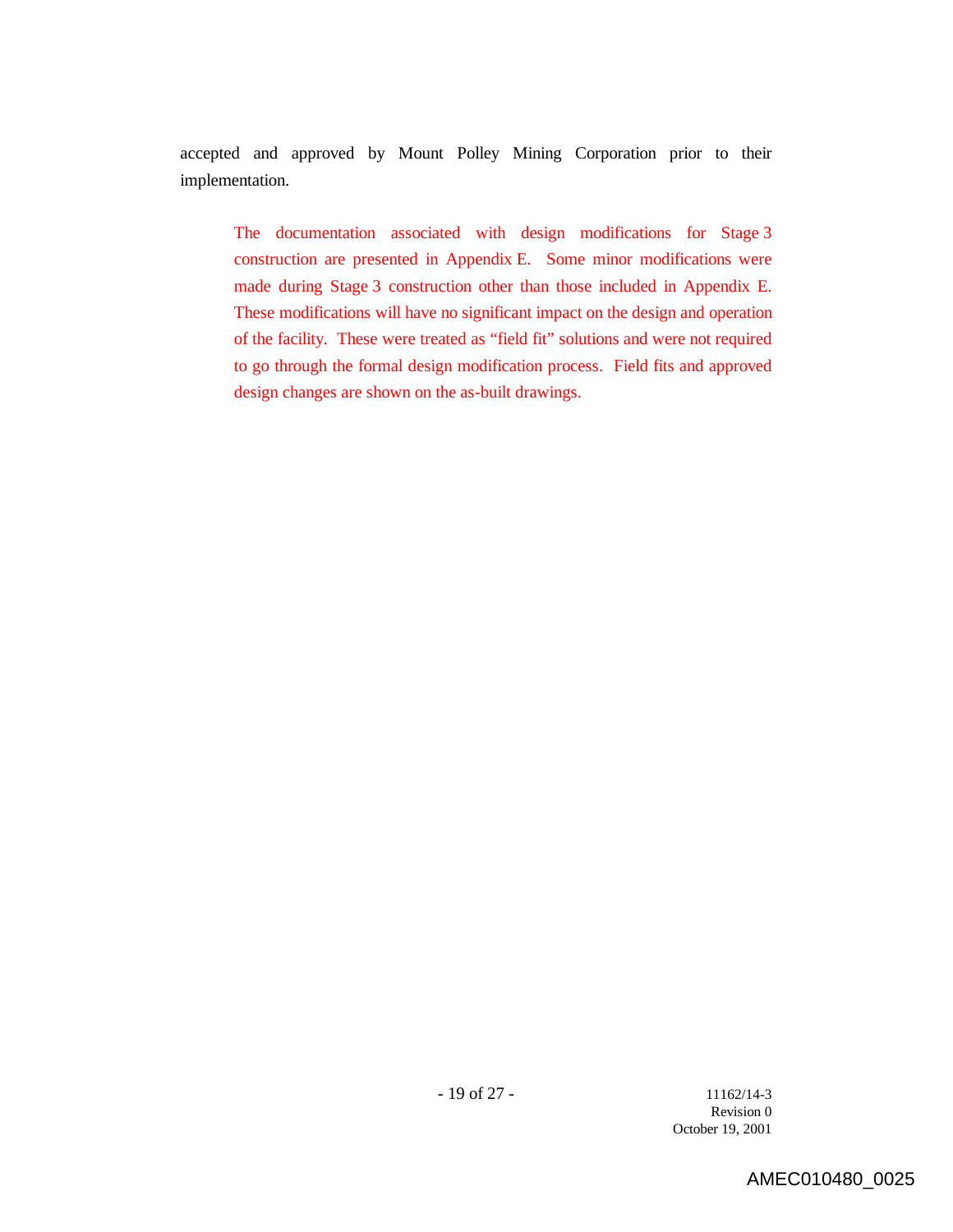accepted and approved by Mount Polley Mining Corporation prior to their implementation.

> The documentation associated with design modifications for Stage 3 construction are presented in Appendix E. Some minor modifications were made during Stage 3 construction other than those included in Appendix E. These modifications will have no significant impact on the design and operation of the facility. These were treated as "field fit" solutions and were not required to go through the formal design modification process. Field fits and approved design changes are shown on the as-built drawings.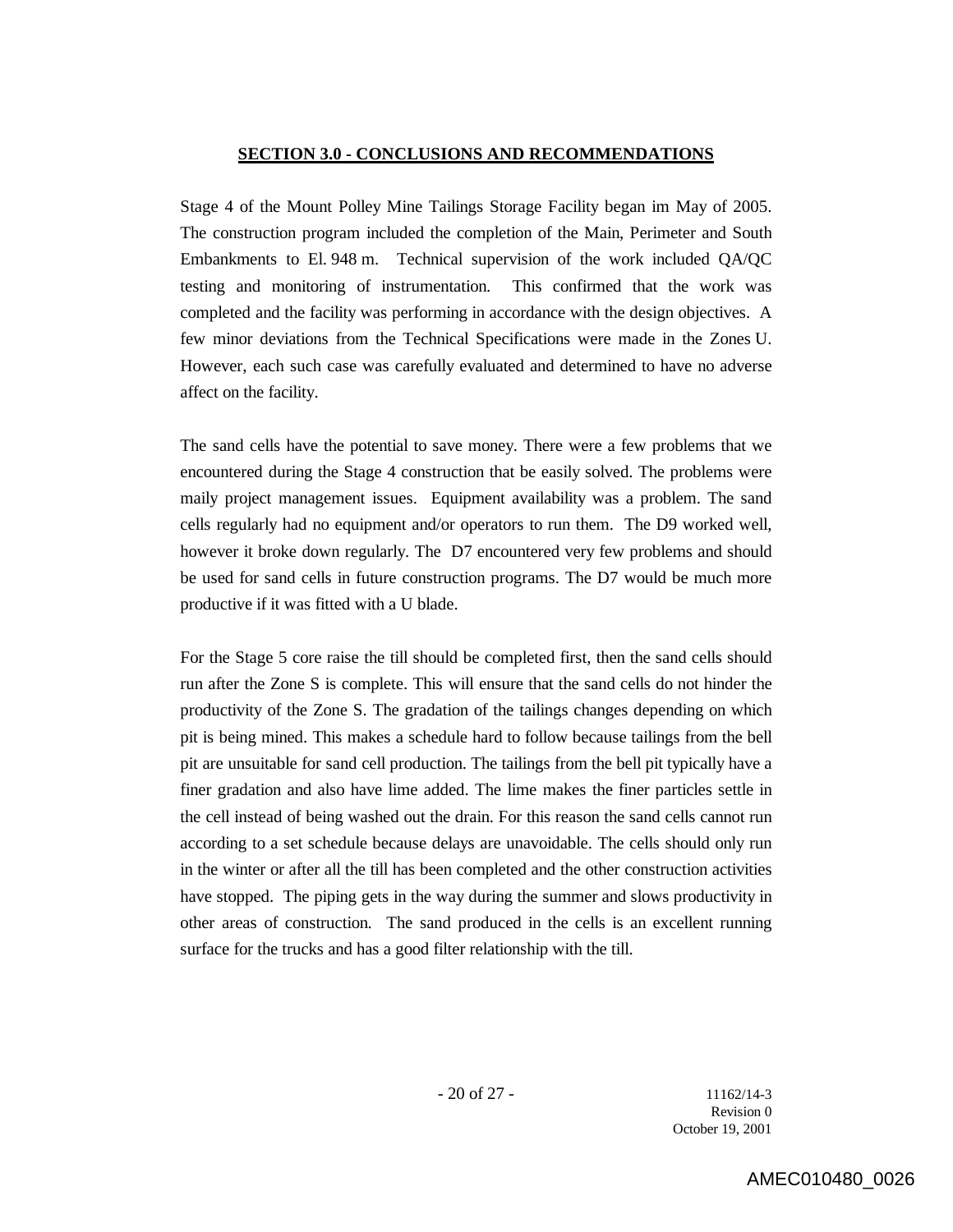## SECTION 3.0 - CONCLUSIONS AND RECOMMENDATIONS

Stage 4 of the Mount Polley Mine Tailings Storage Facility began im May of 2005. The construction program included the completion of the Main, Perimeter and South Embankments to El. 948 m. Technical supervision of the work included QA/QC testing and monitoring of instrumentation. This confirmed that the work was completed and the facility was performing in accordance with the design objectives. A few minor deviations from the Technical Specifications were made in the Zones U. However, each such case was carefully evaluated and determined to have no adverse affect on the facility.

The sand cells have the potential to save money. There were a few problems that we encountered during the Stage 4 construction that be easily solved. The problems were maily project management issues. Equipment availability was a problem. The sand cells regularly had no equipment and/or operators to run them. The D9 worked well, however it broke down regularly. The D7 encountered very few problems and should be used for sand cells in future construction programs. The D7 would be much more productive if it was fitted with a U blade.

For the Stage 5 core raise the till should be completed first, then the sand cells should run after the Zone S is complete. This will ensure that the sand cells do not hinder the productivity of the Zone S. The gradation of the tailings changes depending on which pit is being mined. This makes a schedule hard to follow because tailings from the bell pit are unsuitable for sand cell production. The tailings from the bell pit typically have a finer gradation and also have lime added. The lime makes the finer particles settle in the cell instead of being washed out the drain. For this reason the sand cells cannot run according to a set schedule because delays are unavoidable. The cells should only run in the winter or after all the till has been completed and the other construction activities have stopped. The piping gets in the way during the summer and slows productivity in other areas of construction. The sand produced in the cells is an excellent running surface for the trucks and has a good filter relationship with the till.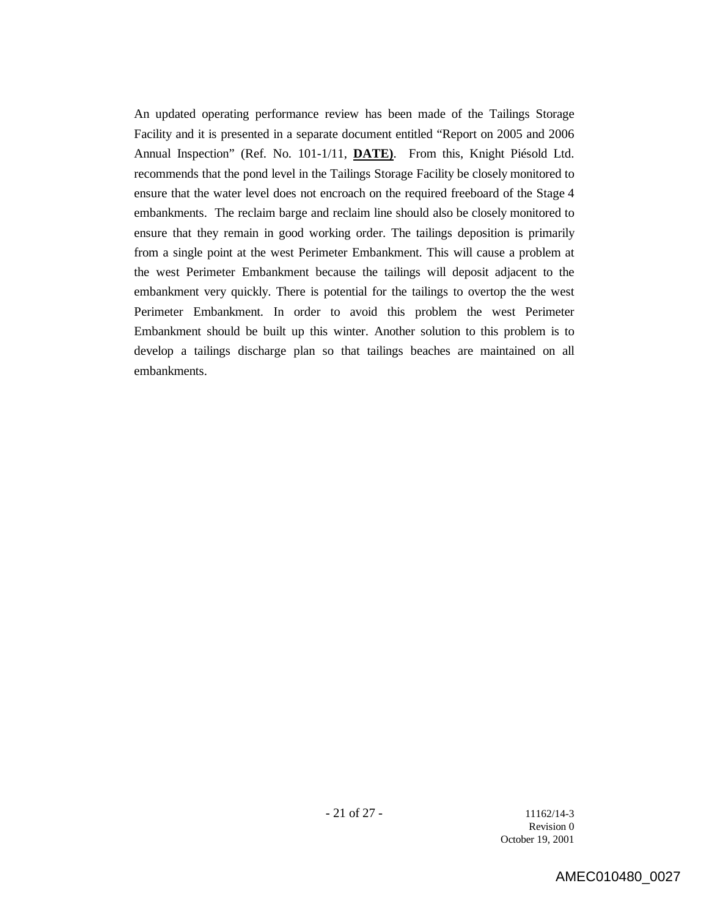An updated operating performance review has been made of the Tailings Storage Facility and it is presented in a separate document entitled "Report on 2005 and 2006 Annual Inspection" (Ref. No. 101-1/11, **DATE)**. From this, Knight Piésold Ltd. recommends that the pond level in the Tailings Storage Facility be closely monitored to ensure that the water level does not encroach on the required freeboard of the Stage 4 embankments. The reclaim barge and reclaim line should also be closely monitored to ensure that they remain in good working order. The tailings deposition is primarily from a single point at the west Perimeter Embankment. This will cause a problem at the west Perimeter Embankment because the tailings will deposit adjacent to the embankment very quickly. There is potential for the tailings to overtop the the west Perimeter Embankment. In order to avoid this problem the west Perimeter Embankment should be built up this winter. Another solution to this problem is to develop a tailings discharge plan so that tailings beaches are maintained on all embankments.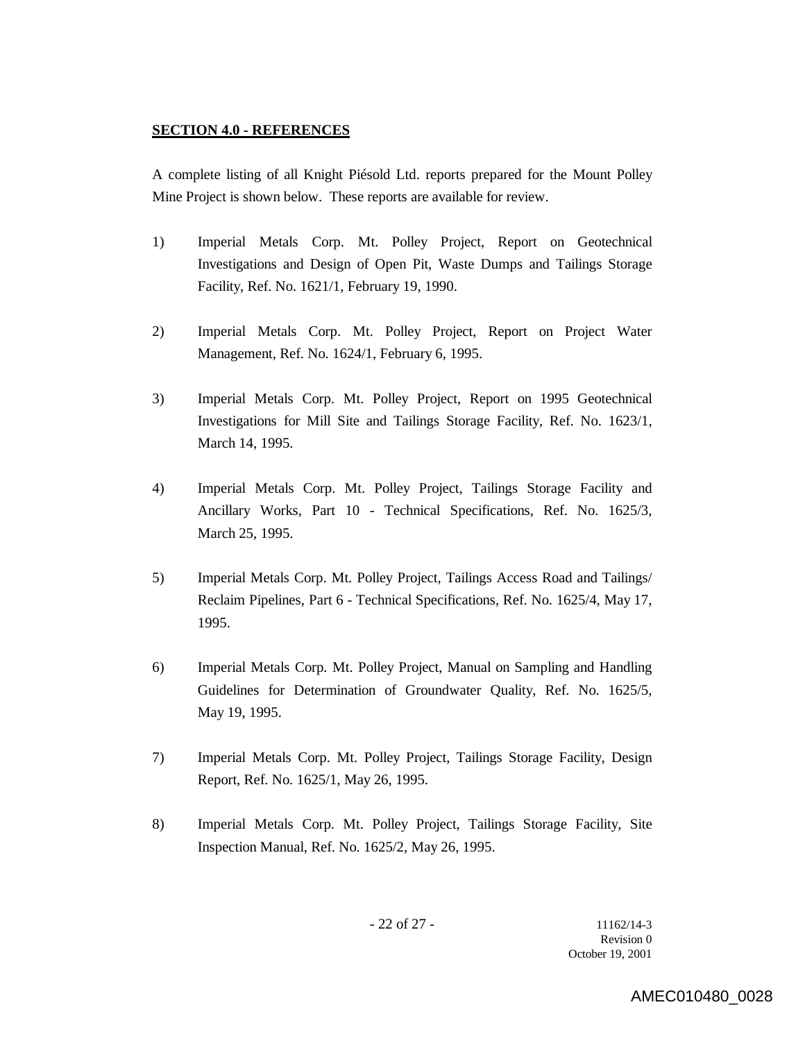## SECTION 4.0 - REFERENCES

A complete listing of all Knight Piésold Ltd. reports prepared for the Mount Polley Mine Project is shown below. These reports are available for review.

1) Imperial Metals Corp. Mt. Polley Project, Report on Geotechnical Investigations and Design of Open Pit, Waste Dumps and Tailings Storage Facility, Ref. No. 1621/1, February 19, 1990.

2) Imperial Metals Corp. Mt. Polley Project, Report on Project Water Management, Ref. No. 1624/1, February 6, 1995.

3) Imperial Metals Corp. Mt. Polley Project, Report on 1995 Geotechnical Investigations for Mill Site and Tailings Storage Facility, Ref. No. 1623/1, March 14, 1995.

4) Imperial Metals Corp. Mt. Polley Project, Tailings Storage Facility and Ancillary Works, Part 10 - Technical Specifications, Ref. No. 1625/3, March 25, 1995.

5) Imperial Metals Corp. Mt. Polley Project, Tailings Access Road and Tailings/ Reclaim Pipelines, Part 6 - Technical Specifications, Ref. No. 1625/4, May 17, 1995.

6) Imperial Metals Corp. Mt. Polley Project, Manual on Sampling and Handling Guidelines for Determination of Groundwater Quality, Ref. No. 1625/5, May 19, 1995.

7) Imperial Metals Corp. Mt. Polley Project, Tailings Storage Facility, Design Report, Ref. No. 1625/1, May 26, 1995.

8) Imperial Metals Corp. Mt. Polley Project, Tailings Storage Facility, Site Inspection Manual, Ref. No. 1625/2, May 26, 1995.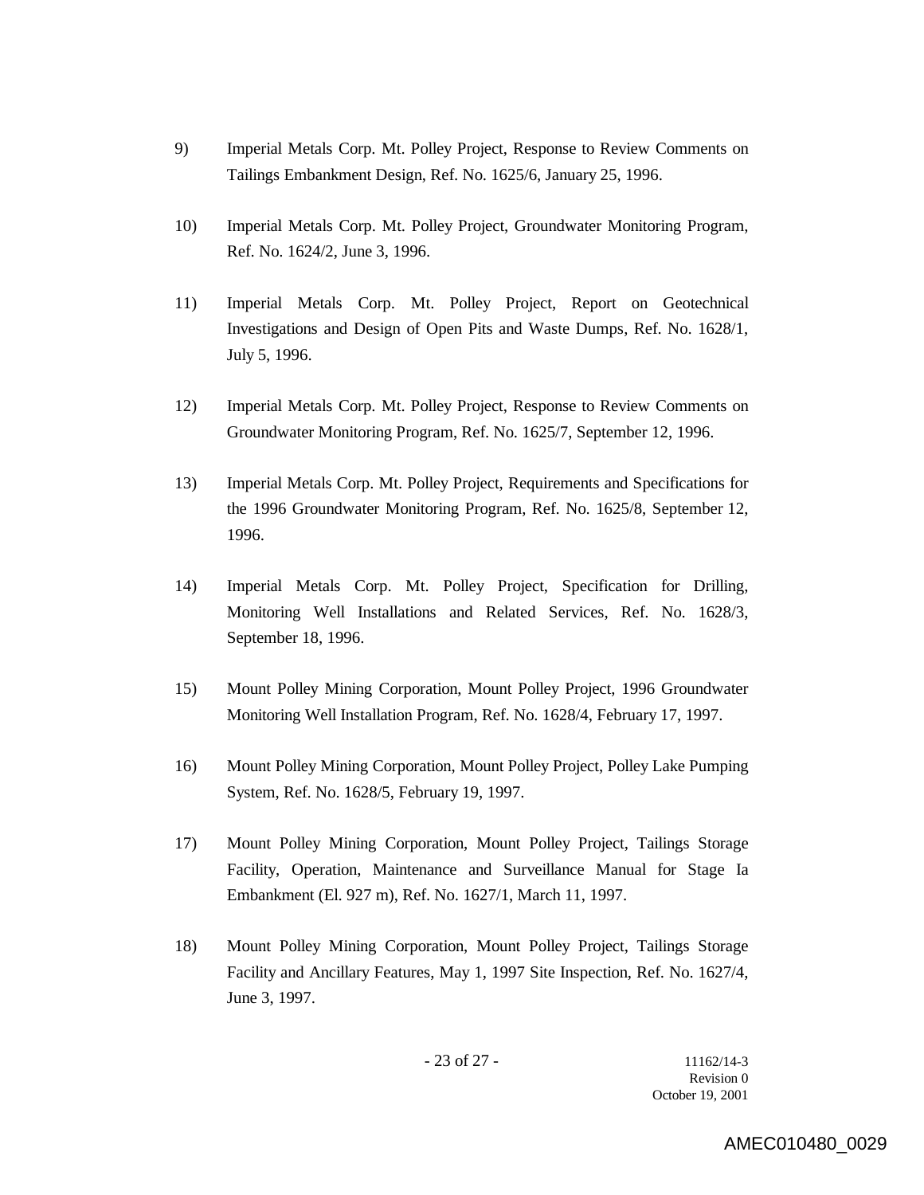9) Imperial Metals Corp. Mt. Polley Project, Response to Review Comments on Tailings Embankment Design, Ref. No. 1625/6, January 25, 1996.

10) Imperial Metals Corp. Mt. Polley Project, Groundwater Monitoring Program, Ref. No. 1624/2, June 3, 1996.

11) Imperial Metals Corp. Mt. Polley Project, Report on Geotechnical Investigations and Design of Open Pits and Waste Dumps, Ref. No. 1628/1, July 5, 1996.

12) Imperial Metals Corp. Mt. Polley Project, Response to Review Comments on Groundwater Monitoring Program, Ref. No. 1625/7, September 12, 1996.

13) Imperial Metals Corp. Mt. Polley Project, Requirements and Specifications for the 1996 Groundwater Monitoring Program, Ref. No. 1625/8, September 12, 1996.

14) Imperial Metals Corp. Mt. Polley Project, Specification for Drilling, Monitoring Well Installations and Related Services, Ref. No. 1628/3, September 18, 1996.

15) Mount Polley Mining Corporation, Mount Polley Project, 1996 Groundwater Monitoring Well Installation Program, Ref. No. 1628/4, February 17, 1997.

16) Mount Polley Mining Corporation, Mount Polley Project, Polley Lake Pumping System, Ref. No. 1628/5, February 19, 1997.

17) Mount Polley Mining Corporation, Mount Polley Project, Tailings Storage Facility, Operation, Maintenance and Surveillance Manual for Stage Ia Embankment (El. 927 m), Ref. No. 1627/1, March 11, 1997.

18) Mount Polley Mining Corporation, Mount Polley Project, Tailings Storage Facility and Ancillary Features, May 1, 1997 Site Inspection, Ref. No. 1627/4, June 3, 1997.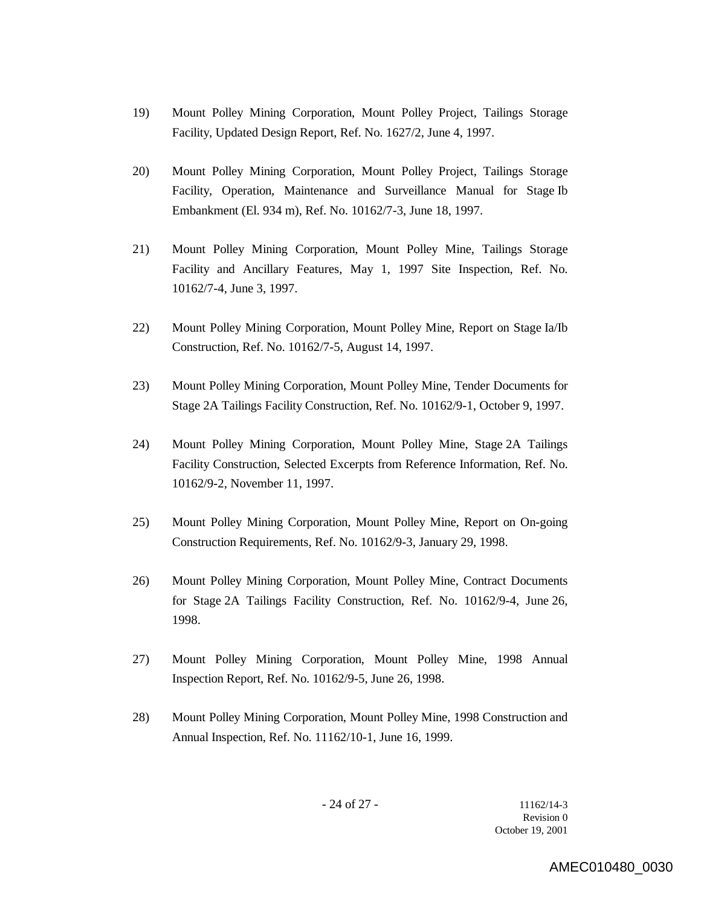19) Mount Polley Mining Corporation, Mount Polley Project, Tailings Storage Facility, Updated Design Report, Ref. No. 1627/2, June 4, 1997.

20) Mount Polley Mining Corporation, Mount Polley Project, Tailings Storage Facility, Operation, Maintenance and Surveillance Manual for Stage Ib Embankment (El. 934 m), Ref. No. 10162/7-3, June 18, 1997.

21) Mount Polley Mining Corporation, Mount Polley Mine, Tailings Storage Facility and Ancillary Features, May 1, 1997 Site Inspection, Ref. No. 10162/7-4, June 3, 1997.

22) Mount Polley Mining Corporation, Mount Polley Mine, Report on Stage Ia/Ib Construction, Ref. No. 10162/7-5, August 14, 1997.

23) Mount Polley Mining Corporation, Mount Polley Mine, Tender Documents for Stage 2A Tailings Facility Construction, Ref. No. 10162/9-1, October 9, 1997.

24) Mount Polley Mining Corporation, Mount Polley Mine, Stage 2A Tailings Facility Construction, Selected Excerpts from Reference Information, Ref. No. 10162/9-2, November 11, 1997.

25) Mount Polley Mining Corporation, Mount Polley Mine, Report on On-going Construction Requirements, Ref. No. 10162/9-3, January 29, 1998.

26) Mount Polley Mining Corporation, Mount Polley Mine, Contract Documents for Stage 2A Tailings Facility Construction, Ref. No. 10162/9-4, June 26, 1998.

27) Mount Polley Mining Corporation, Mount Polley Mine, 1998 Annual Inspection Report, Ref. No. 10162/9-5, June 26, 1998.

28) Mount Polley Mining Corporation, Mount Polley Mine, 1998 Construction and Annual Inspection, Ref. No. 11162/10-1, June 16, 1999.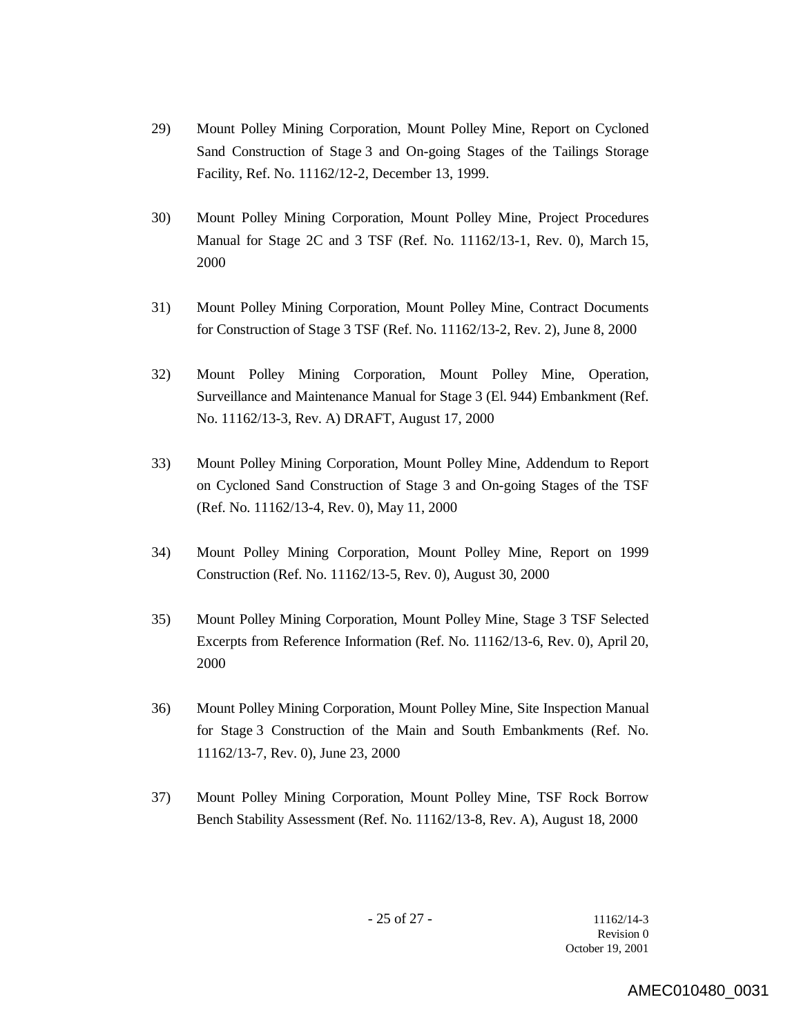29) Mount Polley Mining Corporation, Mount Polley Mine, Report on Cycloned Sand Construction of Stage 3 and On-going Stages of the Tailings Storage Facility, Ref. No. 11162/12-2, December 13, 1999.

30) Mount Polley Mining Corporation, Mount Polley Mine, Project Procedures Manual for Stage 2C and 3 TSF (Ref. No. 11162/13-1, Rev. 0), March 15, 2000

31) Mount Polley Mining Corporation, Mount Polley Mine, Contract Documents for Construction of Stage 3 TSF (Ref. No. 11162/13-2, Rev. 2), June 8, 2000

32) Mount Polley Mining Corporation, Mount Polley Mine, Operation, Surveillance and Maintenance Manual for Stage 3 (El. 944) Embankment (Ref. No. 11162/13-3, Rev. A) DRAFT, August 17, 2000

33) Mount Polley Mining Corporation, Mount Polley Mine, Addendum to Report on Cycloned Sand Construction of Stage 3 and On-going Stages of the TSF (Ref. No. 11162/13-4, Rev. 0), May 11, 2000

34) Mount Polley Mining Corporation, Mount Polley Mine, Report on 1999 Construction (Ref. No. 11162/13-5, Rev. 0), August 30, 2000

35) Mount Polley Mining Corporation, Mount Polley Mine, Stage 3 TSF Selected Excerpts from Reference Information (Ref. No. 11162/13-6, Rev. 0), April 20, 2000

36) Mount Polley Mining Corporation, Mount Polley Mine, Site Inspection Manual for Stage 3 Construction of the Main and South Embankments (Ref. No. 11162/13-7, Rev. 0), June 23, 2000

37) Mount Polley Mining Corporation, Mount Polley Mine, TSF Rock Borrow Bench Stability Assessment (Ref. No. 11162/13-8, Rev. A), August 18, 2000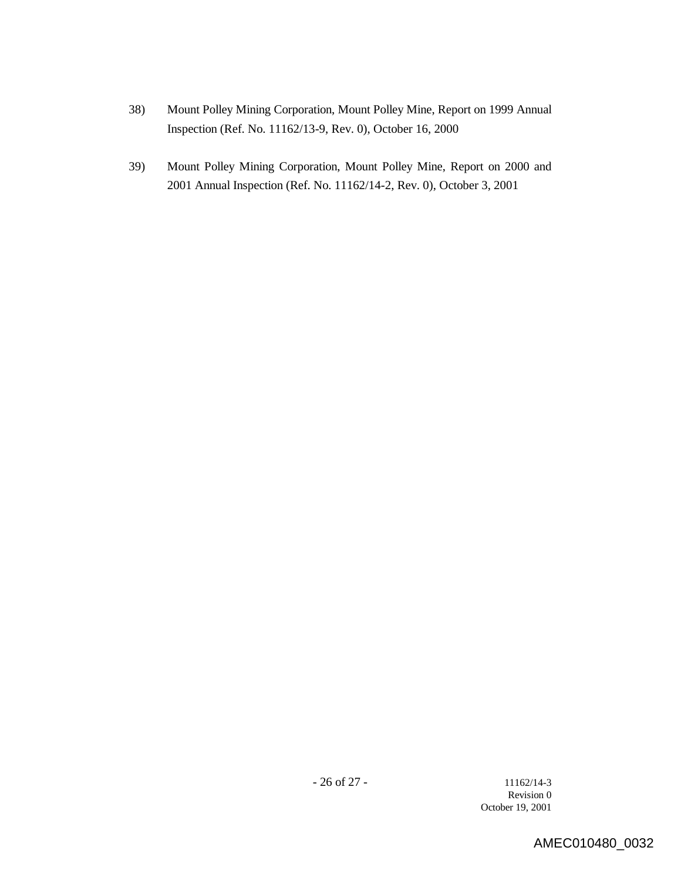38) Mount Polley Mining Corporation, Mount Polley Mine, Report on 1999 Annual Inspection (Ref. No. 11162/13-9, Rev. 0), October 16, 2000

39) Mount Polley Mining Corporation, Mount Polley Mine, Report on 2000 and 2001 Annual Inspection (Ref. No. 11162/14-2, Rev. 0), October 3, 2001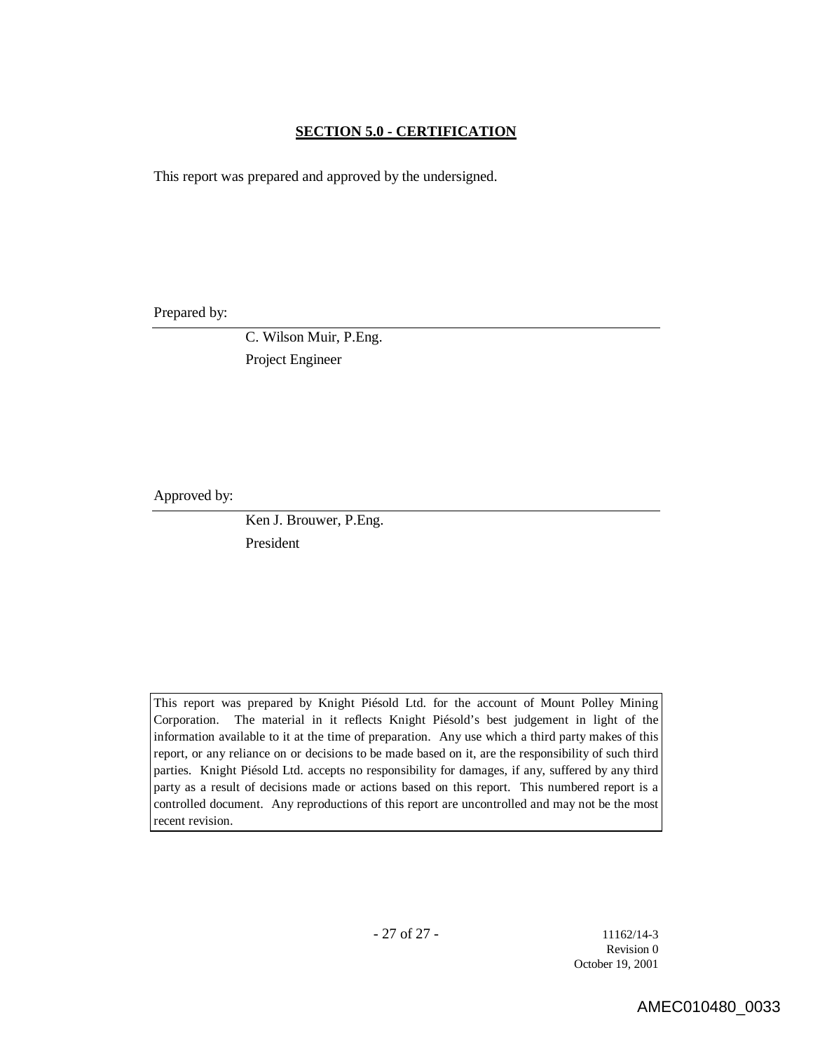## SECTION 5.0 - CERTIFICATION

This report was prepared and approved by the undersigned.

Prepared by:

C. Wilson Muir, P.Eng.
Project Engineer

Approved by:

Ken J. Brouwer, P.Eng.
President

This report was prepared by Knight Piésold Ltd. for the account of Mount Polley Mining Corporation. The material in it reflects Knight Piésold's best judgement in light of the information available to it at the time of preparation. Any use which a third party makes of this report, or any reliance on or decisions to be made based on it, are the responsibility of such third parties. Knight Piésold Ltd. accepts no responsibility for damages, if any, suffered by any third party as a result of decisions made or actions based on this report. This numbered report is a controlled document. Any reproductions of this report are uncontrolled and may not be the most recent revision.

11162/14-3
Revision 0
October 19, 2001

AMEC010480_0033